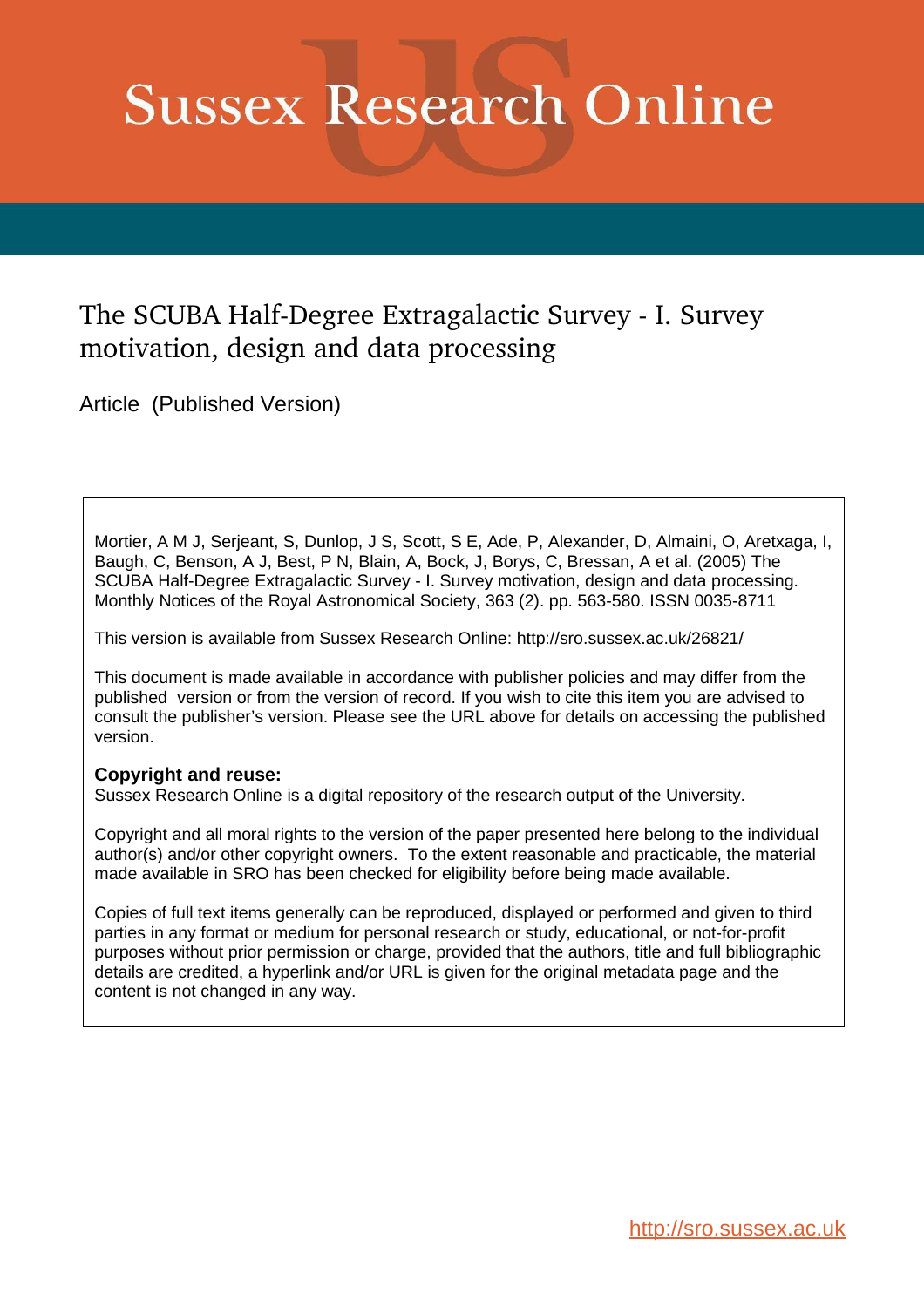# Sussex Research Online

## The SCUBA Half-Degree Extragalactic Survey - I. Survey motivation, design and data processing

Article (Published Version)

Mortier, A M J, Serjeant, S, Dunlop, J S, Scott, S E, Ade, P, Alexander, D, Almaini, O, Aretxaga, I, Baugh, C, Benson, A J, Best, P N, Blain, A, Bock, J, Borys, C, Bressan, A et al. (2005) The SCUBA Half-Degree Extragalactic Survey - I. Survey motivation, design and data processing. Monthly Notices of the Royal Astronomical Society, 363 (2). pp. 563-580. ISSN 0035-8711

This version is available from Sussex Research Online: http://sro.sussex.ac.uk/26821/

This document is made available in accordance with publisher policies and may differ from the published version or from the version of record. If you wish to cite this item you are advised to consult the publisher's version. Please see the URL above for details on accessing the published version.

**Copyright and reuse:**
Sussex Research Online is a digital repository of the research output of the University.

Copyright and all moral rights to the version of the paper presented here belong to the individual author(s) and/or other copyright owners. To the extent reasonable and practicable, the material made available in SRO has been checked for eligibility before being made available.

Copies of full text items generally can be reproduced, displayed or performed and given to third parties in any format or medium for personal research or study, educational, or not-for-profit purposes without prior permission or charge, provided that the authors, title and full bibliographic details are credited, a hyperlink and/or URL is given for the original metadata page and the content is not changed in any way.

http://sro.sussex.ac.uk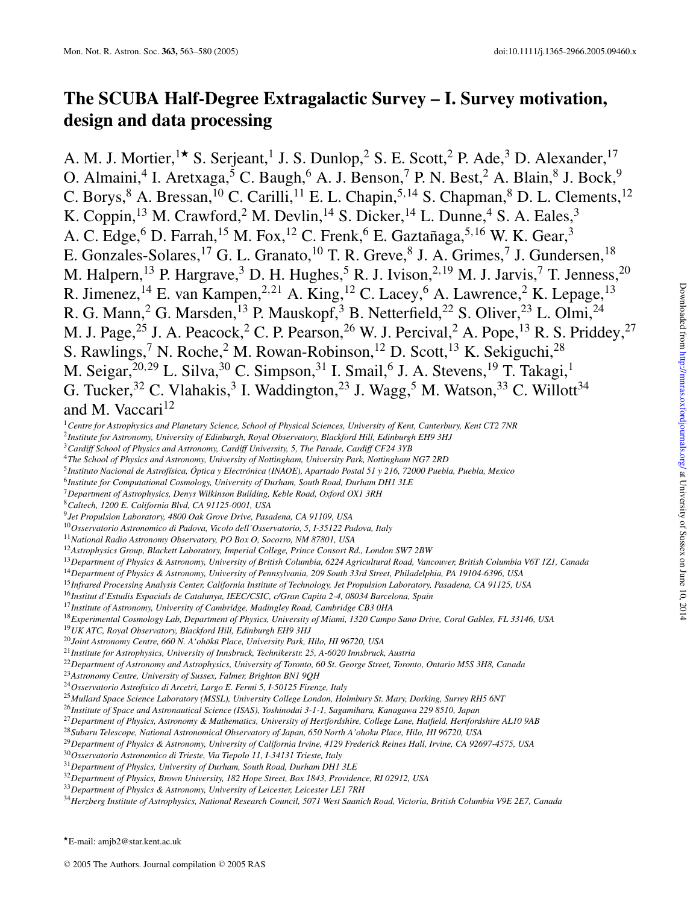# The SCUBA Half-Degree Extragalactic Survey – I. Survey motivation, design and data processing

A. M. J. Mortier,[1⋆] S. Serjeant,[1] J. S. Dunlop,[2] S. E. Scott,[2] P. Ade,[3] D. Alexander,[17] O. Almaini,[4] I. Aretxaga,[5] C. Baugh,[6] A. J. Benson,[7] P. N. Best,[2] A. Blain,[8] J. Bock,[9] C. Borys,[8] A. Bressan,[10] C. Carilli,[11] E. L. Chapin,[5,14] S. Chapman,[8] D. L. Clements,[12] K. Coppin,[13] M. Crawford,[2] M. Devlin,[14] S. Dicker,[14] L. Dunne,[4] S. A. Eales,[3] A. C. Edge,[6] D. Farrah,[15] M. Fox,[12] C. Frenk,[6] E. Gaztañaga,[5,16] W. K. Gear,[3] E. Gonzales-Solares,[17] G. L. Granato,[10] T. R. Greve,[8] J. A. Grimes,[7] J. Gundersen,[18] M. Halpern,[13] P. Hargrave,[3] D. H. Hughes,[5] R. J. Ivison,[2,19] M. J. Jarvis,[7] T. Jenness,[20] R. Jimenez,[14] E. van Kampen,[2,21] A. King,[12] C. Lacey,[6] A. Lawrence,[2] K. Lepage,[13] R. G. Mann,[2] G. Marsden,[13] P. Mauskopf,[3] B. Netterfield,[22] S. Oliver,[23] L. Olmi,[24] M. J. Page,[25] J. A. Peacock,[2] C. P. Pearson,[26] W. J. Percival,[2] A. Pope,[13] R. S. Priddey,[27] S. Rawlings,[7] N. Roche,[2] M. Rowan-Robinson,[12] D. Scott,[13] K. Sekiguchi,[28] M. Seigar,[20,29] L. Silva,[30] C. Simpson,[31] I. Smail,[6] J. A. Stevens,[19] T. Takagi,[1] G. Tucker,[32] C. Vlahakis,[3] I. Waddington,[23] J. Wagg,[5] M. Watson,[33] C. Willott[34] and M. Vaccari[12]

[1] *Centre for Astrophysics and Planetary Science, School of Physical Sciences, University of Kent, Canterbury, Kent CT2 7NR*
[2] *Institute for Astronomy, University of Edinburgh, Royal Observatory, Blackford Hill, Edinburgh EH9 3HJ*
[3] *Cardiff School of Physics and Astronomy, Cardiff University, 5, The Parade, Cardiff CF24 3YB*
[4] *The School of Physics and Astronomy, University of Nottingham, University Park, Nottingham NG7 2RD*
[5] *Instituto Nacional de Astrofísica, Óptica y Electrónica (INAOE), Apartado Postal 51 y 216, 72000 Puebla, Puebla, Mexico*
[6] *Institute for Computational Cosmology, University of Durham, South Road, Durham DH1 3LE*
[7] *Department of Astrophysics, Denys Wilkinson Building, Keble Road, Oxford OX1 3RH*
[8] *Caltech, 1200 E. California Blvd, CA 91125-0001, USA*
[9] *Jet Propulsion Laboratory, 4800 Oak Grove Drive, Pasadena, CA 91109, USA*
[10] *Osservatorio Astronomico di Padova, Vicolo dell'Osservatorio, 5, I-35122 Padova, Italy*
[11] *National Radio Astronomy Observatory, PO Box O, Socorro, NM 87801, USA*
[12] *Astrophysics Group, Blackett Laboratory, Imperial College, Prince Consort Rd., London SW7 2BW*
[13] *Department of Physics & Astronomy, University of British Columbia, 6224 Agricultural Road, Vancouver, British Columbia V6T 1Z1, Canada*
[14] *Department of Physics & Astronomy, University of Pennsylvania, 209 South 33rd Street, Philadelphia, PA 19104-6396, USA*
[15] *Infrared Processing Analysis Center, California Institute of Technology, Jet Propulsion Laboratory, Pasadena, CA 91125, USA*
[16] *Institut d'Estudis Espacials de Catalunya, IEEC/CSIC, c/Gran Capita 2-4, 08034 Barcelona, Spain*
[17] *Institute of Astronomy, University of Cambridge, Madingley Road, Cambridge CB3 0HA*
[18] *Experimental Cosmology Lab, Department of Physics, University of Miami, 1320 Campo Sano Drive, Coral Gables, FL 33146, USA*
[19] *UK ATC, Royal Observatory, Blackford Hill, Edinburgh EH9 3HJ*
[20] *Joint Astronomy Centre, 660 N. A'ohōkū Place, University Park, Hilo, HI 96720, USA*
[21] *Institute for Astrophysics, University of Innsbruck, Technikerstr. 25, A-6020 Innsbruck, Austria*
[22] *Department of Astronomy and Astrophysics, University of Toronto, 60 St. George Street, Toronto, Ontario M5S 3H8, Canada*
[23] *Astronomy Centre, University of Sussex, Falmer, Brighton BN1 9QH*
[24] *Osservatorio Astrofisico di Arcetri, Largo E. Fermi 5, I-50125 Firenze, Italy*
[25] *Mullard Space Science Laboratory (MSSL), University College London, Holmbury St. Mary, Dorking, Surrey RH5 6NT*
[26] *Institute of Space and Astronautical Science (ISAS), Yoshinodai 3-1-1, Sagamihara, Kanagawa 229 8510, Japan*
[27] *Department of Physics, Astronomy & Mathematics, University of Hertfordshire, College Lane, Hatfield, Hertfordshire AL10 9AB*
[28] *Subaru Telescope, National Astronomical Observatory of Japan, 650 North A'ohoku Place, Hilo, HI 96720, USA*
[29] *Department of Physics & Astronomy, University of California Irvine, 4129 Frederick Reines Hall, Irvine, CA 92697-4575, USA*
[30] *Osservatorio Astronomico di Trieste, Via Tiepolo 11, I-34131 Trieste, Italy*
[31] *Department of Physics, University of Durham, South Road, Durham DH1 3LE*
[32] *Department of Physics, Brown University, 182 Hope Street, Box 1843, Providence, RI 02912, USA*
[33] *Department of Physics & Astronomy, University of Leicester, Leicester LE1 7RH*
[34] *Herzberg Institute of Astrophysics, National Research Council, 5071 West Saanich Road, Victoria, British Columbia V9E 2E7, Canada*

⋆E-mail: amjb2@star.kent.ac.uk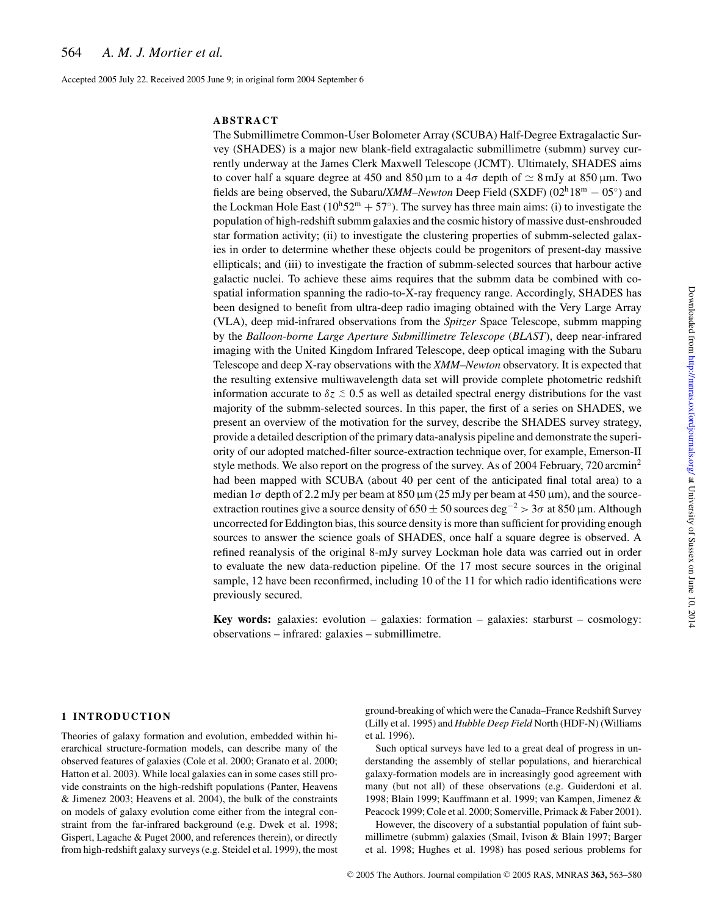Accepted 2005 July 22. Received 2005 June 9; in original form 2004 September 6

## ABSTRACT

The Submillimetre Common-User Bolometer Array (SCUBA) Half-Degree Extragalactic Survey (SHADES) is a major new blank-field extragalactic submillimetre (submm) survey currently underway at the James Clerk Maxwell Telescope (JCMT). Ultimately, SHADES aims to cover half a square degree at 450 and 850 μm to a $4\sigma$ depth of $\simeq 8$ mJy at 850 μm. Two fields are being observed, the Subaru/*XMM–Newton* Deep Field (SXDF) ($02^{\mathrm{h}}18^{\mathrm{m}} - 05^{\circ}$) and the Lockman Hole East ($10^{\mathrm{h}}52^{\mathrm{m}} + 57^{\circ}$). The survey has three main aims: (i) to investigate the population of high-redshift submm galaxies and the cosmic history of massive dust-enshrouded star formation activity; (ii) to investigate the clustering properties of submm-selected galaxies in order to determine whether these objects could be progenitors of present-day massive ellipticals; and (iii) to investigate the fraction of submm-selected sources that harbour active galactic nuclei. To achieve these aims requires that the submm data be combined with co-spatial information spanning the radio-to-X-ray frequency range. Accordingly, SHADES has been designed to benefit from ultra-deep radio imaging obtained with the Very Large Array (VLA), deep mid-infrared observations from the *Spitzer* Space Telescope, submm mapping by the *Balloon-borne Large Aperture Submillimetre Telescope* (*BLAST*), deep near-infrared imaging with the United Kingdom Infrared Telescope, deep optical imaging with the Subaru Telescope and deep X-ray observations with the *XMM–Newton* observatory. It is expected that the resulting extensive multiwavelength data set will provide complete photometric redshift information accurate to $\delta z \lesssim 0.5$ as well as detailed spectral energy distributions for the vast majority of the submm-selected sources. In this paper, the first of a series on SHADES, we present an overview of the motivation for the survey, describe the SHADES survey strategy, provide a detailed description of the primary data-analysis pipeline and demonstrate the superiority of our adopted matched-filter source-extraction technique over, for example, Emerson-II style methods. We also report on the progress of the survey. As of 2004 February, 720 arcmin$^2$ had been mapped with SCUBA (about 40 per cent of the anticipated final total area) to a median $1\sigma$ depth of 2.2 mJy per beam at 850 μm (25 mJy per beam at 450 μm), and the source-extraction routines give a source density of $650 \pm 50$ sources deg$^{-2} > 3\sigma$ at 850 μm. Although uncorrected for Eddington bias, this source density is more than sufficient for providing enough sources to answer the science goals of SHADES, once half a square degree is observed. A refined reanalysis of the original 8-mJy survey Lockman hole data was carried out in order to evaluate the new data-reduction pipeline. Of the 17 most secure sources in the original sample, 12 have been reconfirmed, including 10 of the 11 for which radio identifications were previously secured.

**Key words:** galaxies: evolution – galaxies: formation – galaxies: starburst – cosmology: observations – infrared: galaxies – submillimetre.

## 1 INTRODUCTION

Theories of galaxy formation and evolution, embedded within hierarchical structure-formation models, can describe many of the observed features of galaxies (Cole et al. 2000; Granato et al. 2000; Hatton et al. 2003). While local galaxies can in some cases still provide constraints on the high-redshift populations (Panter, Heavens & Jimenez 2003; Heavens et al. 2004), the bulk of the constraints on models of galaxy evolution come either from the integral constraint from the far-infrared background (e.g. Dwek et al. 1998; Gispert, Lagache & Puget 2000, and references therein), or directly from high-redshift galaxy surveys (e.g. Steidel et al. 1999), the most ground-breaking of which were the Canada–France Redshift Survey (Lilly et al. 1995) and *Hubble Deep Field* North (HDF-N) (Williams et al. 1996).

Such optical surveys have led to a great deal of progress in understanding the assembly of stellar populations, and hierarchical galaxy-formation models are in increasingly good agreement with many (but not all) of these observations (e.g. Guiderdoni et al. 1998; Blain 1999; Kauffmann et al. 1999; van Kampen, Jimenez & Peacock 1999; Cole et al. 2000; Somerville, Primack & Faber 2001).

However, the discovery of a substantial population of faint submillimetre (submm) galaxies (Smail, Ivison & Blain 1997; Barger et al. 1998; Hughes et al. 1998) has posed serious problems for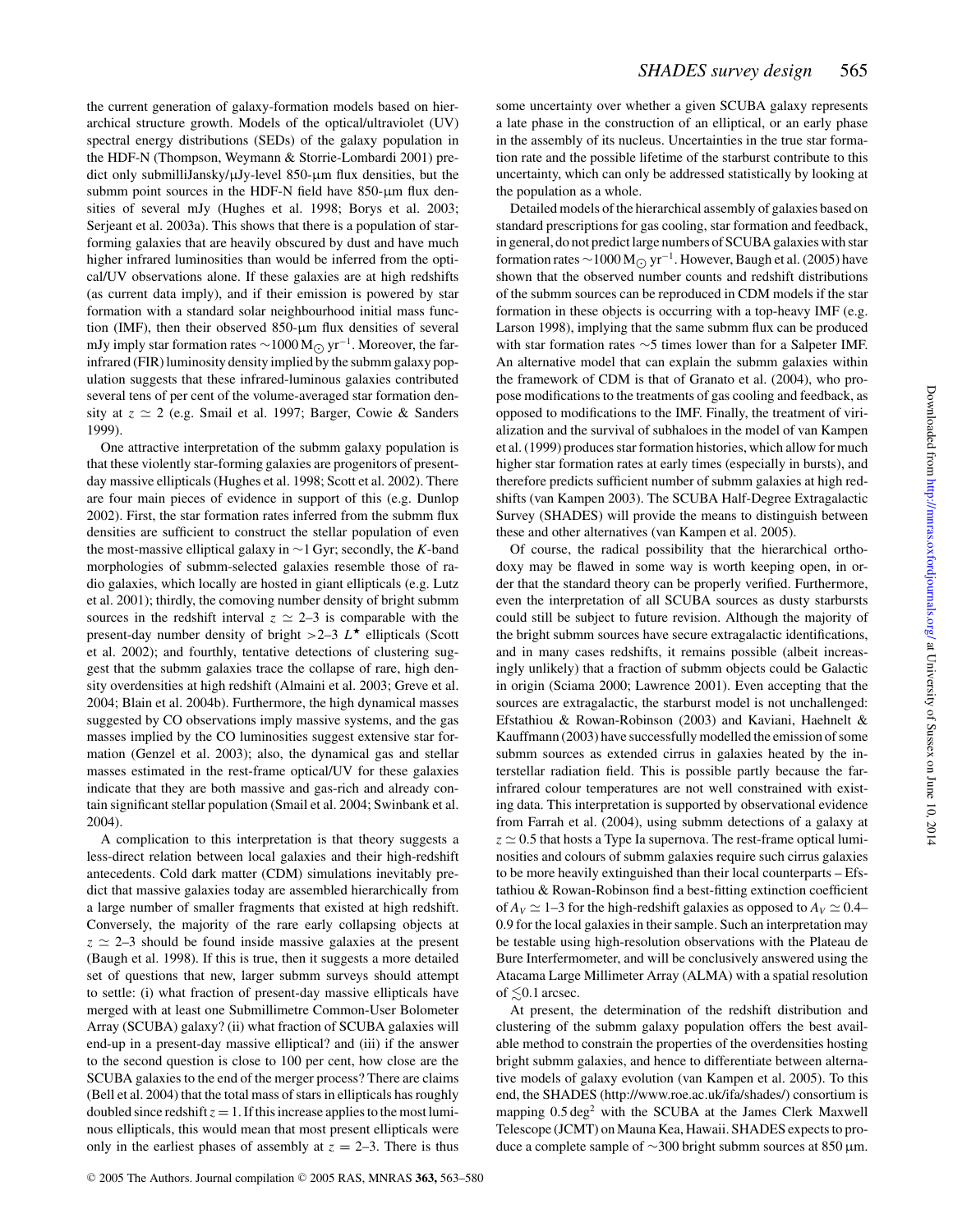the current generation of galaxy-formation models based on hierarchical structure growth. Models of the optical/ultraviolet (UV) spectral energy distributions (SEDs) of the galaxy population in the HDF-N (Thompson, Weymann & Storrie-Lombardi 2001) predict only submilliJansky/μJy-level 850-μm flux densities, but the submm point sources in the HDF-N field have 850-μm flux densities of several mJy (Hughes et al. 1998; Borys et al. 2003; Serjeant et al. 2003a). This shows that there is a population of star-forming galaxies that are heavily obscured by dust and have much higher infrared luminosities than would be inferred from the optical/UV observations alone. If these galaxies are at high redshifts (as current data imply), and if their emission is powered by star formation with a standard solar neighbourhood initial mass function (IMF), then their observed 850-μm flux densities of several mJy imply star formation rates $\sim 1000\,\mathrm{M}_{\odot}\,\mathrm{yr}^{-1}$. Moreover, the far-infrared (FIR) luminosity density implied by the submm galaxy population suggests that these infrared-luminous galaxies contributed several tens of per cent of the volume-averaged star formation density at $z \simeq 2$ (e.g. Smail et al. 1997; Barger, Cowie & Sanders 1999).

One attractive interpretation of the submm galaxy population is that these violently star-forming galaxies are progenitors of present-day massive ellipticals (Hughes et al. 1998; Scott et al. 2002). There are four main pieces of evidence in support of this (e.g. Dunlop 2002). First, the star formation rates inferred from the submm flux densities are sufficient to construct the stellar population of even the most-massive elliptical galaxy in ∼1 Gyr; secondly, the *K*-band morphologies of submm-selected galaxies resemble those of radio galaxies, which locally are hosted in giant ellipticals (e.g. Lutz et al. 2001); thirdly, the comoving number density of bright submm sources in the redshift interval $z \simeq 2$–3 is comparable with the present-day number density of bright >2–3 $L^{\star}$ ellipticals (Scott et al. 2002); and fourthly, tentative detections of clustering suggest that the submm galaxies trace the collapse of rare, high density overdensities at high redshift (Almaini et al. 2003; Greve et al. 2004; Blain et al. 2004b). Furthermore, the high dynamical masses suggested by CO observations imply massive systems, and the gas masses implied by the CO luminosities suggest extensive star formation (Genzel et al. 2003); also, the dynamical gas and stellar masses estimated in the rest-frame optical/UV for these galaxies indicate that they are both massive and gas-rich and already contain significant stellar population (Smail et al. 2004; Swinbank et al. 2004).

A complication to this interpretation is that theory suggests a less-direct relation between local galaxies and their high-redshift antecedents. Cold dark matter (CDM) simulations inevitably predict that massive galaxies today are assembled hierarchically from a large number of smaller fragments that existed at high redshift. Conversely, the majority of the rare early collapsing objects at $z \simeq 2$–3 should be found inside massive galaxies at the present (Baugh et al. 1998). If this is true, then it suggests a more detailed set of questions that new, larger submm surveys should attempt to settle: (i) what fraction of present-day massive ellipticals have merged with at least one Submillimetre Common-User Bolometer Array (SCUBA) galaxy? (ii) what fraction of SCUBA galaxies will end-up in a present-day massive elliptical? and (iii) if the answer to the second question is close to 100 per cent, how close are the SCUBA galaxies to the end of the merger process? There are claims (Bell et al. 2004) that the total mass of stars in ellipticals has roughly doubled since redshift $z = 1$. If this increase applies to the most luminous ellipticals, this would mean that most present ellipticals were only in the earliest phases of assembly at $z = 2$–3. There is thus some uncertainty over whether a given SCUBA galaxy represents a late phase in the construction of an elliptical, or an early phase in the assembly of its nucleus. Uncertainties in the true star formation rate and the possible lifetime of the starburst contribute to this uncertainty, which can only be addressed statistically by looking at the population as a whole.

Detailed models of the hierarchical assembly of galaxies based on standard prescriptions for gas cooling, star formation and feedback, in general, do not predict large numbers of SCUBA galaxies with star formation rates $\sim 1000\,\mathrm{M}_{\odot}\,\mathrm{yr}^{-1}$. However, Baugh et al. (2005) have shown that the observed number counts and redshift distributions of the submm sources can be reproduced in CDM models if the star formation in these objects is occurring with a top-heavy IMF (e.g. Larson 1998), implying that the same submm flux can be produced with star formation rates ∼5 times lower than for a Salpeter IMF. An alternative model that can explain the submm galaxies within the framework of CDM is that of Granato et al. (2004), who propose modifications to the treatments of gas cooling and feedback, as opposed to modifications to the IMF. Finally, the treatment of virialization and the survival of subhaloes in the model of van Kampen et al. (1999) produces star formation histories, which allow for much higher star formation rates at early times (especially in bursts), and therefore predicts sufficient number of submm galaxies at high redshifts (van Kampen 2003). The SCUBA Half-Degree Extragalactic Survey (SHADES) will provide the means to distinguish between these and other alternatives (van Kampen et al. 2005).

Of course, the radical possibility that the hierarchical orthodoxy may be flawed in some way is worth keeping open, in order that the standard theory can be properly verified. Furthermore, even the interpretation of all SCUBA sources as dusty starbursts could still be subject to future revision. Although the majority of the bright submm sources have secure extragalactic identifications, and in many cases redshifts, it remains possible (albeit increasingly unlikely) that a fraction of submm objects could be Galactic in origin (Sciama 2000; Lawrence 2001). Even accepting that the sources are extragalactic, the starburst model is not unchallenged: Efstathiou & Rowan-Robinson (2003) and Kaviani, Haehnelt & Kauffmann (2003) have successfully modelled the emission of some submm sources as extended cirrus in galaxies heated by the interstellar radiation field. This is possible partly because the far-infrared colour temperatures are not well constrained with existing data. This interpretation is supported by observational evidence from Farrah et al. (2004), using submm detections of a galaxy at $z \simeq 0.5$ that hosts a Type Ia supernova. The rest-frame optical luminosities and colours of submm galaxies require such cirrus galaxies to be more heavily extinguished than their local counterparts – Efstathiou & Rowan-Robinson find a best-fitting extinction coefficient of $A_V \simeq 1$–3 for the high-redshift galaxies as opposed to $A_V \simeq 0.4$–0.9 for the local galaxies in their sample. Such an interpretation may be testable using high-resolution observations with the Plateau de Bure Interfermometer, and will be conclusively answered using the Atacama Large Millimeter Array (ALMA) with a spatial resolution of $\lesssim$0.1 arcsec.

At present, the determination of the redshift distribution and clustering of the submm galaxy population offers the best available method to constrain the properties of the overdensities hosting bright submm galaxies, and hence to differentiate between alternative models of galaxy evolution (van Kampen et al. 2005). To this end, the SHADES (http://www.roe.ac.uk/ifa/shades/) consortium is mapping 0.5 deg$^2$ with the SCUBA at the James Clerk Maxwell Telescope (JCMT) on Mauna Kea, Hawaii. SHADES expects to produce a complete sample of ∼300 bright submm sources at 850 μm.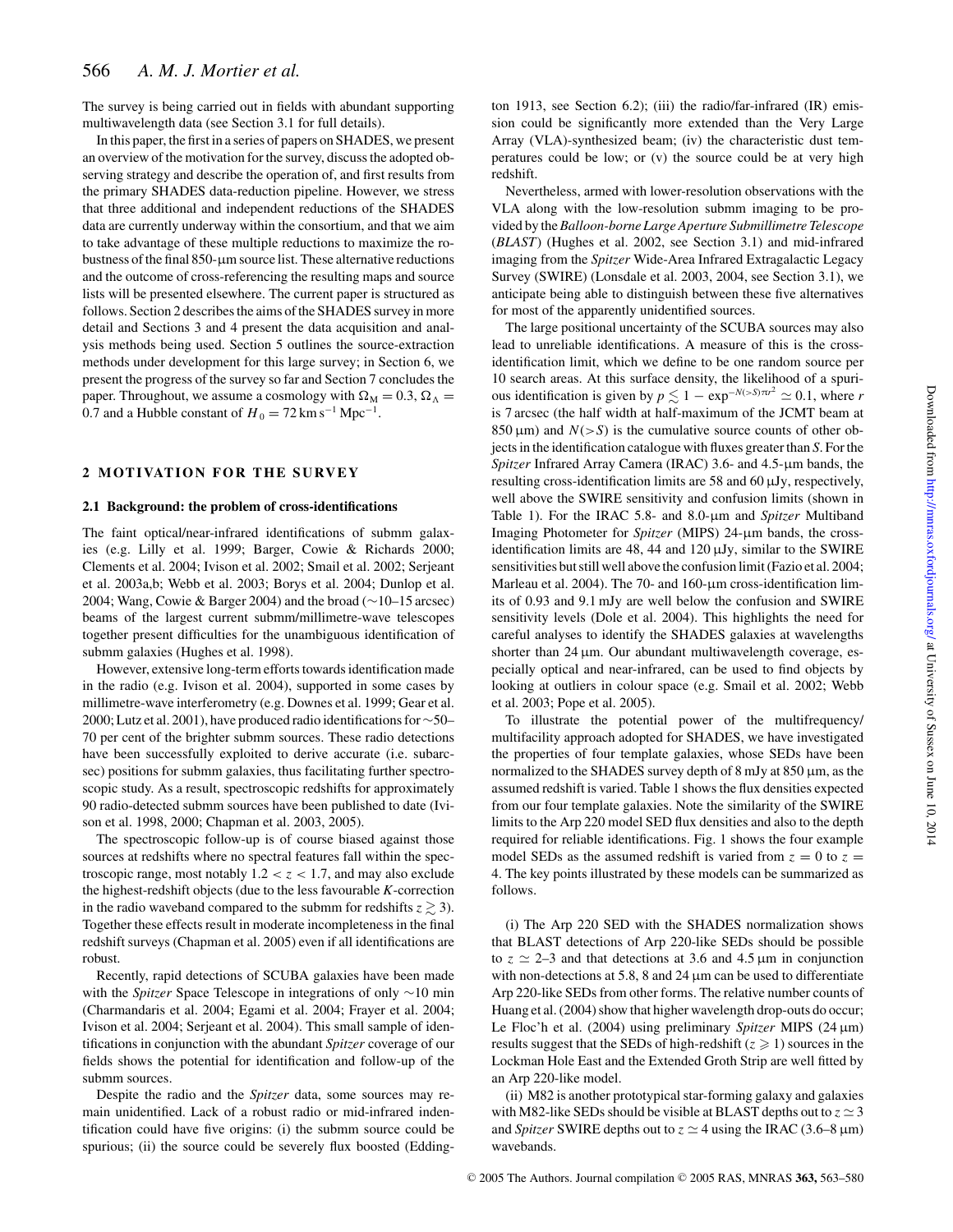The survey is being carried out in fields with abundant supporting multiwavelength data (see Section 3.1 for full details).

In this paper, the first in a series of papers on SHADES, we present an overview of the motivation for the survey, discuss the adopted observing strategy and describe the operation of, and first results from the primary SHADES data-reduction pipeline. However, we stress that three additional and independent reductions of the SHADES data are currently underway within the consortium, and that we aim to take advantage of these multiple reductions to maximize the robustness of the final 850-μm source list. These alternative reductions and the outcome of cross-referencing the resulting maps and source lists will be presented elsewhere. The current paper is structured as follows. Section 2 describes the aims of the SHADES survey in more detail and Sections 3 and 4 present the data acquisition and analysis methods being used. Section 5 outlines the source-extraction methods under development for this large survey; in Section 6, we present the progress of the survey so far and Section 7 concludes the paper. Throughout, we assume a cosmology with $\Omega_{\rm M} = 0.3$, $\Omega_\Lambda = 0.7$ and a Hubble constant of $H_0 = 72\,{\rm km\,s^{-1}\,Mpc^{-1}}$.

## 2 MOTIVATION FOR THE SURVEY

### 2.1 Background: the problem of cross-identifications

The faint optical/near-infrared identifications of submm galaxies (e.g. Lilly et al. 1999; Barger, Cowie & Richards 2000; Clements et al. 2004; Ivison et al. 2002; Smail et al. 2002; Serjeant et al. 2003a,b; Webb et al. 2003; Borys et al. 2004; Dunlop et al. 2004; Wang, Cowie & Barger 2004) and the broad (∼10–15 arcsec) beams of the largest current submm/millimetre-wave telescopes together present difficulties for the unambiguous identification of submm galaxies (Hughes et al. 1998).

However, extensive long-term efforts towards identification made in the radio (e.g. Ivison et al. 2004), supported in some cases by millimetre-wave interferometry (e.g. Downes et al. 1999; Gear et al. 2000; Lutz et al. 2001), have produced radio identifications for ∼50–70 per cent of the brighter submm sources. These radio detections have been successfully exploited to derive accurate (i.e. subarcsec) positions for submm galaxies, thus facilitating further spectroscopic study. As a result, spectroscopic redshifts for approximately 90 radio-detected submm sources have been published to date (Ivison et al. 1998, 2000; Chapman et al. 2003, 2005).

The spectroscopic follow-up is of course biased against those sources at redshifts where no spectral features fall within the spectroscopic range, most notably $1.2 < z < 1.7$, and may also exclude the highest-redshift objects (due to the less favourable *K*-correction in the radio waveband compared to the submm for redshifts $z \gtrsim 3$). Together these effects result in moderate incompleteness in the final redshift surveys (Chapman et al. 2005) even if all identifications are robust.

Recently, rapid detections of SCUBA galaxies have been made with the *Spitzer* Space Telescope in integrations of only ∼10 min (Charmandaris et al. 2004; Egami et al. 2004; Frayer et al. 2004; Ivison et al. 2004; Serjeant et al. 2004). This small sample of identifications in conjunction with the abundant *Spitzer* coverage of our fields shows the potential for identification and follow-up of the submm sources.

Despite the radio and the *Spitzer* data, some sources may remain unidentified. Lack of a robust radio or mid-infrared indentification could have five origins: (i) the submm source could be spurious; (ii) the source could be severely flux boosted (Eddington 1913, see Section 6.2); (iii) the radio/far-infrared (IR) emission could be significantly more extended than the Very Large Array (VLA)-synthesized beam; (iv) the characteristic dust temperatures could be low; or (v) the source could be at very high redshift.

Nevertheless, armed with lower-resolution observations with the VLA along with the low-resolution submm imaging to be provided by the *Balloon-borne Large Aperture Submillimetre Telescope* (*BLAST*) (Hughes et al. 2002, see Section 3.1) and mid-infrared imaging from the *Spitzer* Wide-Area Infrared Extragalactic Legacy Survey (SWIRE) (Lonsdale et al. 2003, 2004, see Section 3.1), we anticipate being able to distinguish between these five alternatives for most of the apparently unidentified sources.

The large positional uncertainty of the SCUBA sources may also lead to unreliable identifications. A measure of this is the cross-identification limit, which we define to be one random source per 10 search areas. At this surface density, the likelihood of a spurious identification is given by $p \lesssim 1 - \exp^{-N(>S)\pi r^2} \simeq 0.1$, where $r$ is 7 arcsec (the half width at half-maximum of the JCMT beam at 850 μm) and $N(>S)$ is the cumulative source counts of other objects in the identification catalogue with fluxes greater than $S$. For the *Spitzer* Infrared Array Camera (IRAC) 3.6- and 4.5-μm bands, the resulting cross-identification limits are 58 and 60 μJy, respectively, well above the SWIRE sensitivity and confusion limits (shown in Table 1). For the IRAC 5.8- and 8.0-μm and *Spitzer* Multiband Imaging Photometer for *Spitzer* (MIPS) 24-μm bands, the cross-identification limits are 48, 44 and 120 μJy, similar to the SWIRE sensitivities but still well above the confusion limit (Fazio et al. 2004; Marleau et al. 2004). The 70- and 160-μm cross-identification limits of 0.93 and 9.1 mJy are well below the confusion and SWIRE sensitivity levels (Dole et al. 2004). This highlights the need for careful analyses to identify the SHADES galaxies at wavelengths shorter than 24 μm. Our abundant multiwavelength coverage, especially optical and near-infrared, can be used to find objects by looking at outliers in colour space (e.g. Smail et al. 2002; Webb et al. 2003; Pope et al. 2005).

To illustrate the potential power of the multifrequency/multifacility approach adopted for SHADES, we have investigated the properties of four template galaxies, whose SEDs have been normalized to the SHADES survey depth of 8 mJy at 850 μm, as the assumed redshift is varied. Table 1 shows the flux densities expected from our four template galaxies. Note the similarity of the SWIRE limits to the Arp 220 model SED flux densities and also to the depth required for reliable identifications. Fig. 1 shows the four example model SEDs as the assumed redshift is varied from $z = 0$ to $z = 4$. The key points illustrated by these models can be summarized as follows.

(i) The Arp 220 SED with the SHADES normalization shows that BLAST detections of Arp 220-like SEDs should be possible to $z \simeq 2$–3 and that detections at 3.6 and 4.5 μm in conjunction with non-detections at 5.8, 8 and 24 μm can be used to differentiate Arp 220-like SEDs from other forms. The relative number counts of Huang et al. (2004) show that higher wavelength drop-outs do occur; Le Floc'h et al. (2004) using preliminary *Spitzer* MIPS (24 μm) results suggest that the SEDs of high-redshift ($z \geqslant 1$) sources in the Lockman Hole East and the Extended Groth Strip are well fitted by an Arp 220-like model.

(ii) M82 is another prototypical star-forming galaxy and galaxies with M82-like SEDs should be visible at BLAST depths out to $z \simeq 3$ and *Spitzer* SWIRE depths out to $z \simeq 4$ using the IRAC (3.6–8 μm) wavebands.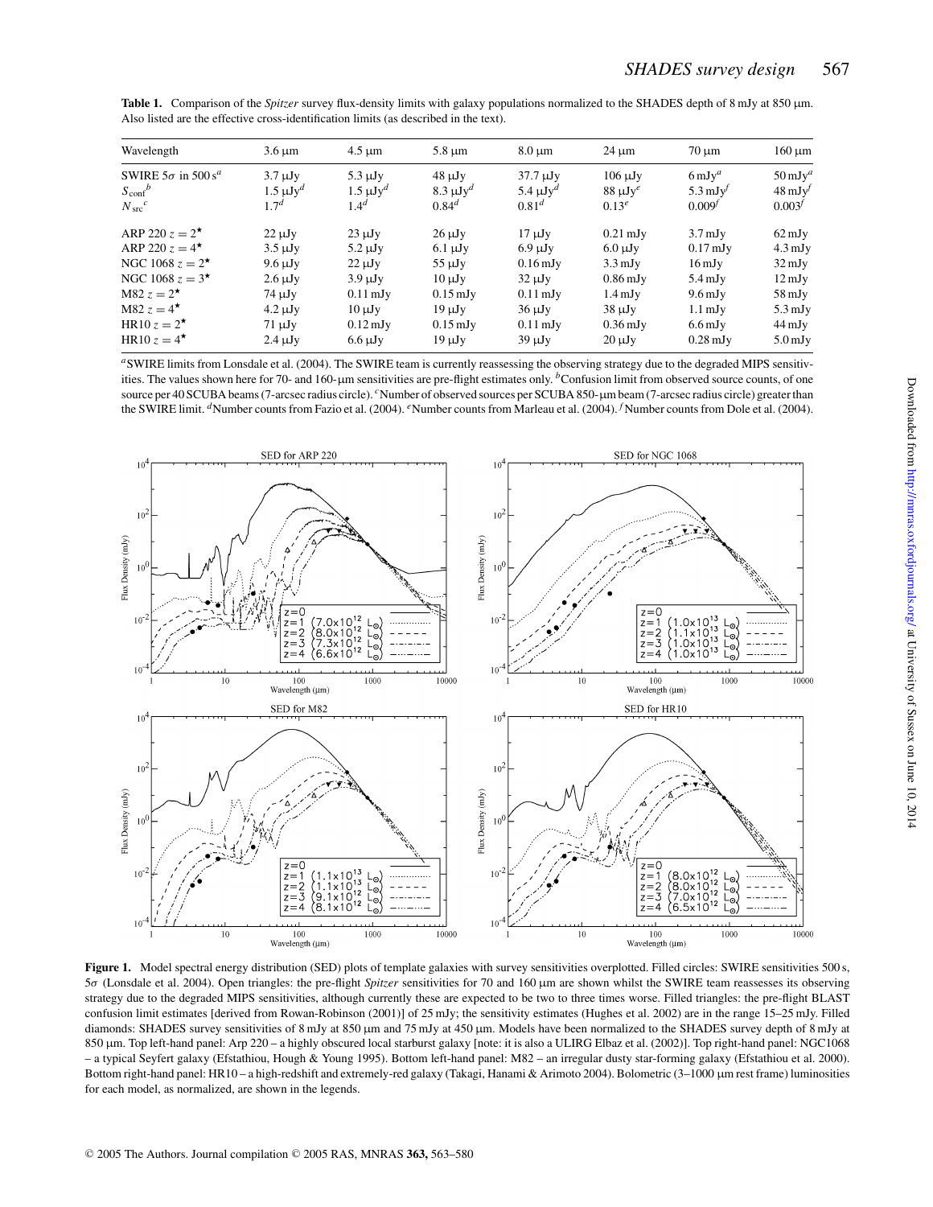**Table 1.** Comparison of the *Spitzer* survey flux-density limits with galaxy populations normalized to the SHADES depth of 8 mJy at 850 μm. Also listed are the effective cross-identification limits (as described in the text).

| Wavelength | 3.6 μm | 4.5 μm | 5.8 μm | 8.0 μm | 24 μm | 70 μm | 160 μm |
|---|---|---|---|---|---|---|---|
| SWIRE 5$\sigma$ in 500 s[a] | 3.7 μJy | 5.3 μJy | 48 μJy | 37.7 μJy | 106 μJy | 6 mJy[a] | 50 mJy[a] |
| $S_{\rm conf}$[b] | 1.5 μJy[d] | 1.5 μJy[d] | 8.3 μJy[d] | 5.4 μJy[d] | 88 μJy[e] | 5.3 mJy[f] | 48 mJy[f] |
| $N_{\rm src}$[c] | 1.7[d] | 1.4[d] | 0.84[d] | 0.81[d] | 0.13[e] | 0.009[f] | 0.003[f] |
| ARP 220 $z = 2^{\star}$ | 22 μJy | 23 μJy | 26 μJy | 17 μJy | 0.21 mJy | 3.7 mJy | 62 mJy |
| ARP 220 $z = 4^{\star}$ | 3.5 μJy | 5.2 μJy | 6.1 μJy | 6.9 μJy | 6.0 μJy | 0.17 mJy | 4.3 mJy |
| NGC 1068 $z = 2^{\star}$ | 9.6 μJy | 22 μJy | 55 μJy | 0.16 mJy | 3.3 mJy | 16 mJy | 32 mJy |
| NGC 1068 $z = 3^{\star}$ | 2.6 μJy | 3.9 μJy | 10 μJy | 32 μJy | 0.86 mJy | 5.4 mJy | 12 mJy |
| M82 $z = 2^{\star}$ | 74 μJy | 0.11 mJy | 0.15 mJy | 0.11 mJy | 1.4 mJy | 9.6 mJy | 58 mJy |
| M82 $z = 4^{\star}$ | 4.2 μJy | 10 μJy | 19 μJy | 36 μJy | 38 μJy | 1.1 mJy | 5.3 mJy |
| HR10 $z = 2^{\star}$ | 71 μJy | 0.12 mJy | 0.15 mJy | 0.11 mJy | 0.36 mJy | 6.6 mJy | 44 mJy |
| HR10 $z = 4^{\star}$ | 2.4 μJy | 6.6 μJy | 19 μJy | 39 μJy | 20 μJy | 0.28 mJy | 5.0 mJy |

[a]SWIRE limits from Lonsdale et al. (2004). The SWIRE team is currently reassessing the observing strategy due to the degraded MIPS sensitivities. The values shown here for 70- and 160-μm sensitivities are pre-flight estimates only. [b]Confusion limit from observed source counts, of one source per 40 SCUBA beams (7-arcsec radius circle). [c]Number of observed sources per SCUBA 850-μm beam (7-arcsec radius circle) greater than the SWIRE limit. [d]Number counts from Fazio et al. (2004). [e]Number counts from Marleau et al. (2004). [f]Number counts from Dole et al. (2004).

**Figure 1.** Model spectral energy distribution (SED) plots of template galaxies with survey sensitivities overplotted. Filled circles: SWIRE sensitivities 500 s, 5$\sigma$ (Lonsdale et al. 2004). Open triangles: the pre-flight *Spitzer* sensitivities for 70 and 160 μm are shown whilst the SWIRE team reassesses its observing strategy due to the degraded MIPS sensitivities, although currently these are expected to be two to three times worse. Filled triangles: the pre-flight BLAST confusion limit estimates [derived from Rowan-Robinson (2001)] of 25 mJy; the sensitivity estimates (Hughes et al. 2002) are in the range 15–25 mJy. Filled diamonds: SHADES survey sensitivities of 8 mJy at 850 μm and 75 mJy at 450 μm. Models have been normalized to the SHADES survey depth of 8 mJy at 850 μm. Top left-hand panel: Arp 220 – a highly obscured local starburst galaxy [note: it is also a ULIRG Elbaz et al. (2002)]. Top right-hand panel: NGC1068 – a typical Seyfert galaxy (Efstathiou, Hough & Young 1995). Bottom left-hand panel: M82 – an irregular dusty star-forming galaxy (Efstathiou et al. 2000). Bottom right-hand panel: HR10 – a high-redshift and extremely-red galaxy (Takagi, Hanami & Arimoto 2004). Bolometric (3–1000 μm rest frame) luminosities for each model, as normalized, are shown in the legends.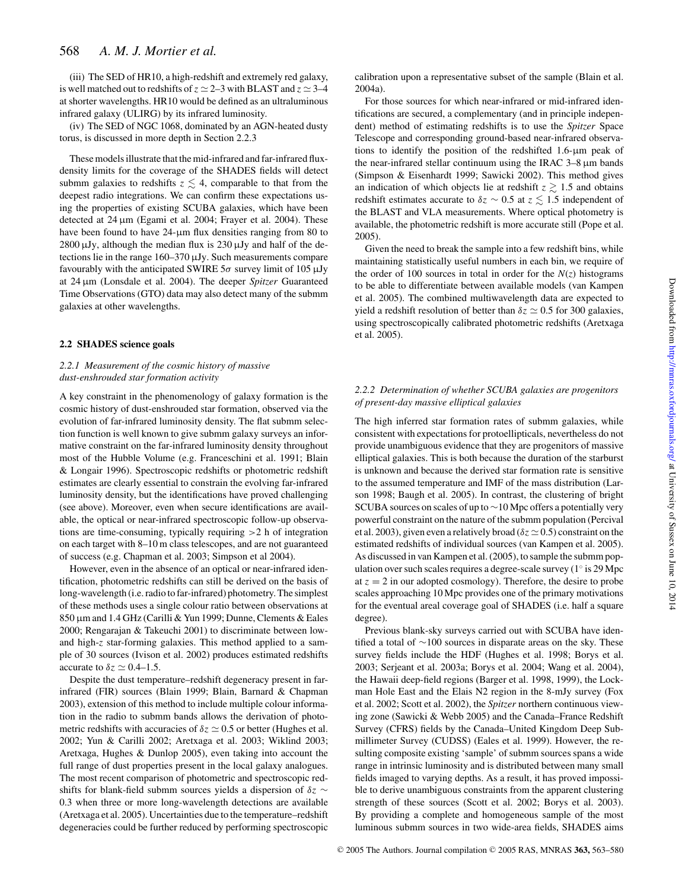(iii) The SED of HR10, a high-redshift and extremely red galaxy, is well matched out to redshifts of $z \simeq 2$–3 with BLAST and $z \simeq 3$–4 at shorter wavelengths. HR10 would be defined as an ultraluminous infrared galaxy (ULIRG) by its infrared luminosity.

(iv) The SED of NGC 1068, dominated by an AGN-heated dusty torus, is discussed in more depth in Section 2.2.3

These models illustrate that the mid-infrared and far-infrared flux-density limits for the coverage of the SHADES fields will detect submm galaxies to redshifts $z \lesssim 4$, comparable to that from the deepest radio integrations. We can confirm these expectations using the properties of existing SCUBA galaxies, which have been detected at 24 μm (Egami et al. 2004; Frayer et al. 2004). These have been found to have 24-μm flux densities ranging from 80 to 2800 μJy, although the median flux is 230 μJy and half of the detections lie in the range 160–370 μJy. Such measurements compare favourably with the anticipated SWIRE $5\sigma$ survey limit of 105 μJy at 24 μm (Lonsdale et al. 2004). The deeper *Spitzer* Guaranteed Time Observations (GTO) data may also detect many of the submm galaxies at other wavelengths.

### 2.2 SHADES science goals

#### *2.2.1 Measurement of the cosmic history of massive dust-enshrouded star formation activity*

A key constraint in the phenomenology of galaxy formation is the cosmic history of dust-enshrouded star formation, observed via the evolution of far-infrared luminosity density. The flat submm selection function is well known to give submm galaxy surveys an informative constraint on the far-infrared luminosity density throughout most of the Hubble Volume (e.g. Franceschini et al. 1991; Blain & Longair 1996). Spectroscopic redshifts or photometric redshift estimates are clearly essential to constrain the evolving far-infrared luminosity density, but the identifications have proved challenging (see above). Moreover, even when secure identifications are available, the optical or near-infrared spectroscopic follow-up observations are time-consuming, typically requiring >2 h of integration on each target with 8–10 m class telescopes, and are not guaranteed of success (e.g. Chapman et al. 2003; Simpson et al 2004).

However, even in the absence of an optical or near-infrared identification, photometric redshifts can still be derived on the basis of long-wavelength (i.e. radio to far-infrared) photometry. The simplest of these methods uses a single colour ratio between observations at 850 μm and 1.4 GHz (Carilli & Yun 1999; Dunne, Clements & Eales 2000; Rengarajan & Takeuchi 2001) to discriminate between low- and high-$z$ star-forming galaxies. This method applied to a sample of 30 sources (Ivison et al. 2002) produces estimated redshifts accurate to $\delta z \simeq 0.4$–1.5.

Despite the dust temperature–redshift degeneracy present in far-infrared (FIR) sources (Blain 1999; Blain, Barnard & Chapman 2003), extension of this method to include multiple colour information in the radio to submm bands allows the derivation of photometric redshifts with accuracies of $\delta z \simeq 0.5$ or better (Hughes et al. 2002; Yun & Carilli 2002; Aretxaga et al. 2003; Wiklind 2003; Aretxaga, Hughes & Dunlop 2005), even taking into account the full range of dust properties present in the local galaxy analogues. The most recent comparison of photometric and spectroscopic redshifts for blank-field submm sources yields a dispersion of $\delta z \sim 0.3$ when three or more long-wavelength detections are available (Aretxaga et al. 2005). Uncertainties due to the temperature–redshift degeneracies could be further reduced by performing spectroscopic calibration upon a representative subset of the sample (Blain et al. 2004a).

For those sources for which near-infrared or mid-infrared identifications are secured, a complementary (and in principle independent) method of estimating redshifts is to use the *Spitzer* Space Telescope and corresponding ground-based near-infrared observations to identify the position of the redshifted 1.6-μm peak of the near-infrared stellar continuum using the IRAC 3–8 μm bands (Simpson & Eisenhardt 1999; Sawicki 2002). This method gives an indication of which objects lie at redshift $z \gtrsim 1.5$ and obtains redshift estimates accurate to $\delta z \sim 0.5$ at $z \lesssim 1.5$ independent of the BLAST and VLA measurements. Where optical photometry is available, the photometric redshift is more accurate still (Pope et al. 2005).

Given the need to break the sample into a few redshift bins, while maintaining statistically useful numbers in each bin, we require of the order of 100 sources in total in order for the $N(z)$ histograms to be able to differentiate between available models (van Kampen et al. 2005). The combined multiwavelength data are expected to yield a redshift resolution of better than $\delta z \simeq 0.5$ for 300 galaxies, using spectroscopically calibrated photometric redshifts (Aretxaga et al. 2005).

#### *2.2.2 Determination of whether SCUBA galaxies are progenitors of present-day massive elliptical galaxies*

The high inferred star formation rates of submm galaxies, while consistent with expectations for protoellipticals, nevertheless do not provide unambiguous evidence that they are progenitors of massive elliptical galaxies. This is both because the duration of the starburst is unknown and because the derived star formation rate is sensitive to the assumed temperature and IMF of the mass distribution (Larson 1998; Baugh et al. 2005). In contrast, the clustering of bright SCUBA sources on scales of up to ∼10 Mpc offers a potentially very powerful constraint on the nature of the submm population (Percival et al. 2003), given even a relatively broad ($\delta z \simeq 0.5$) constraint on the estimated redshifts of individual sources (van Kampen et al. 2005). As discussed in van Kampen et al. (2005), to sample the submm population over such scales requires a degree-scale survey (1° is 29 Mpc at $z = 2$ in our adopted cosmology). Therefore, the desire to probe scales approaching 10 Mpc provides one of the primary motivations for the eventual areal coverage goal of SHADES (i.e. half a square degree).

Previous blank-sky surveys carried out with SCUBA have identified a total of ∼100 sources in disparate areas on the sky. These survey fields include the HDF (Hughes et al. 1998; Borys et al. 2003; Serjeant et al. 2003a; Borys et al. 2004; Wang et al. 2004), the Hawaii deep-field regions (Barger et al. 1998, 1999), the Lockman Hole East and the Elais N2 region in the 8-mJy survey (Fox et al. 2002; Scott et al. 2002), the *Spitzer* northern continuous viewing zone (Sawicki & Webb 2005) and the Canada–France Redshift Survey (CFRS) fields by the Canada–United Kingdom Deep Submillimeter Survey (CUDSS) (Eales et al. 1999). However, the resulting composite existing 'sample' of submm sources spans a wide range in intrinsic luminosity and is distributed between many small fields imaged to varying depths. As a result, it has proved impossible to derive unambiguous constraints from the apparent clustering strength of these sources (Scott et al. 2002; Borys et al. 2003). By providing a complete and homogeneous sample of the most luminous submm sources in two wide-area fields, SHADES aims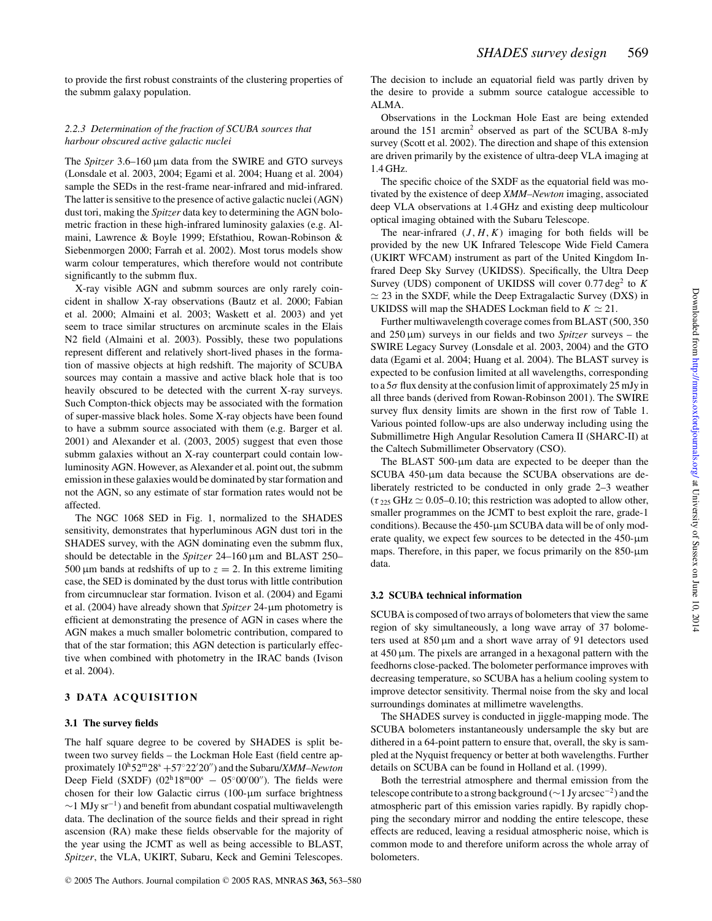to provide the first robust constraints of the clustering properties of the submm galaxy population.

#### 2.2.3 Determination of the fraction of SCUBA sources that harbour obscured active galactic nuclei

The *Spitzer* 3.6–160 μm data from the SWIRE and GTO surveys (Lonsdale et al. 2003, 2004; Egami et al. 2004; Huang et al. 2004) sample the SEDs in the rest-frame near-infrared and mid-infrared. The latter is sensitive to the presence of active galactic nuclei (AGN) dust tori, making the *Spitzer* data key to determining the AGN bolometric fraction in these high-infrared luminosity galaxies (e.g. Almaini, Lawrence & Boyle 1999; Efstathiou, Rowan-Robinson & Siebenmorgen 2000; Farrah et al. 2002). Most torus models show warm colour temperatures, which therefore would not contribute significantly to the submm flux.

X-ray visible AGN and submm sources are only rarely coincident in shallow X-ray observations (Bautz et al. 2000; Fabian et al. 2000; Almaini et al. 2003; Waskett et al. 2003) and yet seem to trace similar structures on arcminute scales in the Elais N2 field (Almaini et al. 2003). Possibly, these two populations represent different and relatively short-lived phases in the formation of massive objects at high redshift. The majority of SCUBA sources may contain a massive and active black hole that is too heavily obscured to be detected with the current X-ray surveys. Such Compton-thick objects may be associated with the formation of super-massive black holes. Some X-ray objects have been found to have a submm source associated with them (e.g. Barger et al. 2001) and Alexander et al. (2003, 2005) suggest that even those submm galaxies without an X-ray counterpart could contain low-luminosity AGN. However, as Alexander et al. point out, the submm emission in these galaxies would be dominated by star formation and not the AGN, so any estimate of star formation rates would not be affected.

The NGC 1068 SED in Fig. 1, normalized to the SHADES sensitivity, demonstrates that hyperluminous AGN dust tori in the SHADES survey, with the AGN dominating even the submm flux, should be detectable in the *Spitzer* 24–160 μm and BLAST 250–500 μm bands at redshifts of up to $z = 2$. In this extreme limiting case, the SED is dominated by the dust torus with little contribution from circumnuclear star formation. Ivison et al. (2004) and Egami et al. (2004) have already shown that *Spitzer* 24-μm photometry is efficient at demonstrating the presence of AGN in cases where the AGN makes a much smaller bolometric contribution, compared to that of the star formation; this AGN detection is particularly effective when combined with photometry in the IRAC bands (Ivison et al. 2004).

## 3 DATA ACQUISITION

### 3.1 The survey fields

The half square degree to be covered by SHADES is split between two survey fields – the Lockman Hole East (field centre approximately $10^{\rm h}52^{\rm m}28^{\rm s}$ $+57^\circ22'20''$) and the Subaru/*XMM–Newton* Deep Field (SXDF) ($02^{\rm h}18^{\rm m}00^{\rm s}$ $-$ $05^\circ00'00''$). The fields were chosen for their low Galactic cirrus (100-μm surface brightness $\sim$1 MJy sr$^{-1}$) and benefit from abundant cospatial multiwavelength data. The declination of the source fields and their spread in right ascension (RA) make these fields observable for the majority of the year using the JCMT as well as being accessible to BLAST, *Spitzer*, the VLA, UKIRT, Subaru, Keck and Gemini Telescopes. The decision to include an equatorial field was partly driven by the desire to provide a submm source catalogue accessible to ALMA.

Observations in the Lockman Hole East are being extended around the 151 arcmin$^2$ observed as part of the SCUBA 8-mJy survey (Scott et al. 2002). The direction and shape of this extension are driven primarily by the existence of ultra-deep VLA imaging at 1.4 GHz.

The specific choice of the SXDF as the equatorial field was motivated by the existence of deep *XMM–Newton* imaging, associated deep VLA observations at 1.4 GHz and existing deep multicolour optical imaging obtained with the Subaru Telescope.

The near-infrared $(J, H, K)$ imaging for both fields will be provided by the new UK Infrared Telescope Wide Field Camera (UKIRT WFCAM) instrument as part of the United Kingdom Infrared Deep Sky Survey (UKIDSS). Specifically, the Ultra Deep Survey (UDS) component of UKIDSS will cover 0.77 deg$^2$ to $K \simeq 23$ in the SXDF, while the Deep Extragalactic Survey (DXS) in UKIDSS will map the SHADES Lockman field to $K \simeq 21$.

Further multiwavelength coverage comes from BLAST (500, 350 and 250 μm) surveys in our fields and two *Spitzer* surveys – the SWIRE Legacy Survey (Lonsdale et al. 2003, 2004) and the GTO data (Egami et al. 2004; Huang et al. 2004). The BLAST survey is expected to be confusion limited at all wavelengths, corresponding to a 5$\sigma$ flux density at the confusion limit of approximately 25 mJy in all three bands (derived from Rowan-Robinson 2001). The SWIRE survey flux density limits are shown in the first row of Table 1. Various pointed follow-ups are also underway including using the Submillimetre High Angular Resolution Camera II (SHARC-II) at the Caltech Submillimeter Observatory (CSO).

The BLAST 500-μm data are expected to be deeper than the SCUBA 450-μm data because the SCUBA observations are deliberately restricted to be conducted in only grade 2–3 weather ($\tau_{225}$ GHz $\simeq$ 0.05–0.10; this restriction was adopted to allow other, smaller programmes on the JCMT to best exploit the rare, grade-1 conditions). Because the 450-μm SCUBA data will be of only moderate quality, we expect few sources to be detected in the 450-μm maps. Therefore, in this paper, we focus primarily on the 850-μm data.

### 3.2 SCUBA technical information

SCUBA is composed of two arrays of bolometers that view the same region of sky simultaneously, a long wave array of 37 bolometers used at 850 μm and a short wave array of 91 detectors used at 450 μm. The pixels are arranged in a hexagonal pattern with the feedhorns close-packed. The bolometer performance improves with decreasing temperature, so SCUBA has a helium cooling system to improve detector sensitivity. Thermal noise from the sky and local surroundings dominates at millimetre wavelengths.

The SHADES survey is conducted in jiggle-mapping mode. The SCUBA bolometers instantaneously undersample the sky but are dithered in a 64-point pattern to ensure that, overall, the sky is sampled at the Nyquist frequency or better at both wavelengths. Further details on SCUBA can be found in Holland et al. (1999).

Both the terrestrial atmosphere and thermal emission from the telescope contribute to a strong background ($\sim$1 Jy arcsec$^{-2}$) and the atmospheric part of this emission varies rapidly. By rapidly chopping the secondary mirror and nodding the entire telescope, these effects are reduced, leaving a residual atmospheric noise, which is common mode to and therefore uniform across the whole array of bolometers.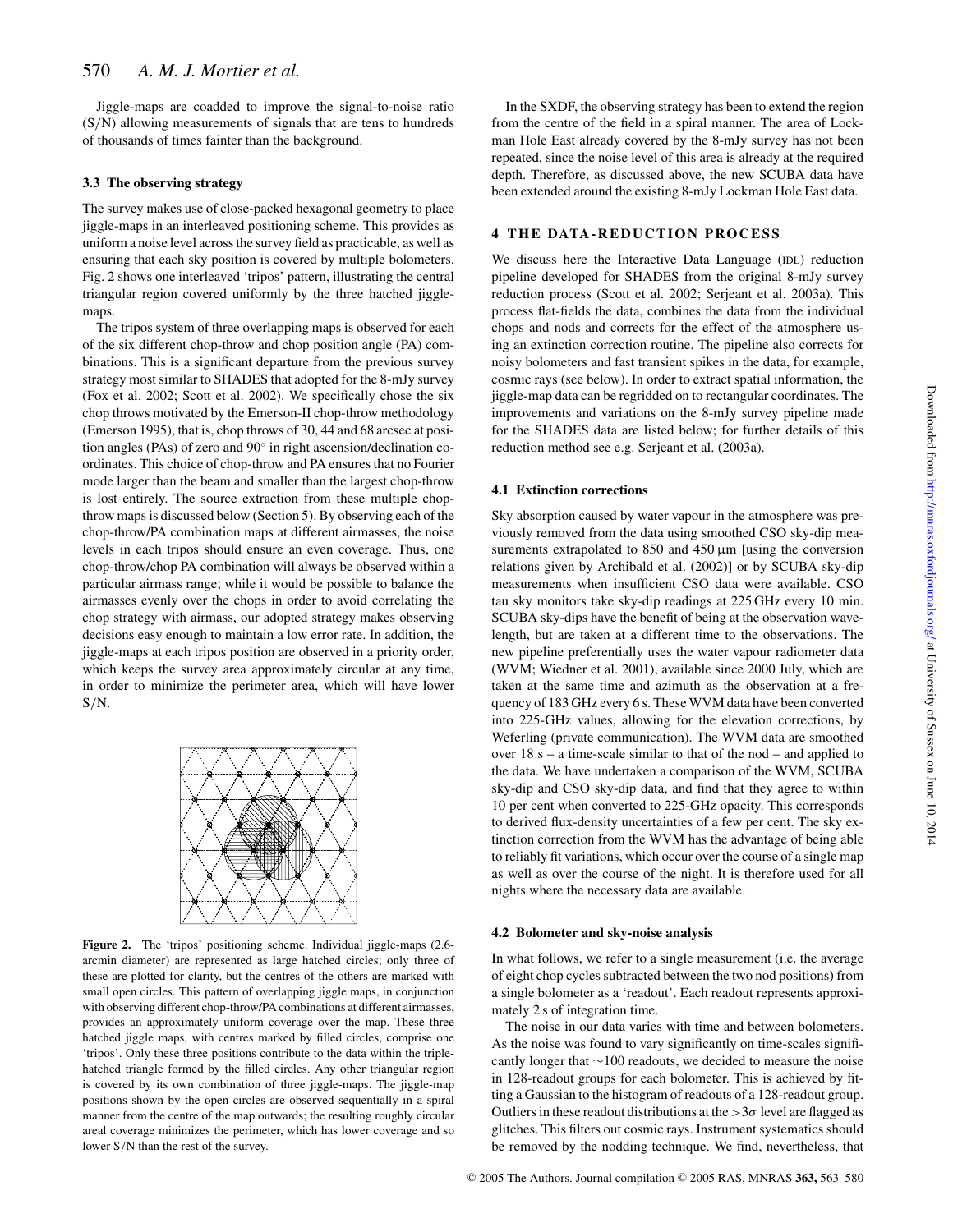Jiggle-maps are coadded to improve the signal-to-noise ratio (S/N) allowing measurements of signals that are tens to hundreds of thousands of times fainter than the background.

### 3.3 The observing strategy

The survey makes use of close-packed hexagonal geometry to place jiggle-maps in an interleaved positioning scheme. This provides as uniform a noise level across the survey field as practicable, as well as ensuring that each sky position is covered by multiple bolometers. Fig. 2 shows one interleaved 'tripos' pattern, illustrating the central triangular region covered uniformly by the three hatched jiggle-maps.

The tripos system of three overlapping maps is observed for each of the six different chop-throw and chop position angle (PA) combinations. This is a significant departure from the previous survey strategy most similar to SHADES that adopted for the 8-mJy survey (Fox et al. 2002; Scott et al. 2002). We specifically chose the six chop throws motivated by the Emerson-II chop-throw methodology (Emerson 1995), that is, chop throws of 30, 44 and 68 arcsec at position angles (PAs) of zero and 90° in right ascension/declination coordinates. This choice of chop-throw and PA ensures that no Fourier mode larger than the beam and smaller than the largest chop-throw is lost entirely. The source extraction from these multiple chop-throw maps is discussed below (Section 5). By observing each of the chop-throw/PA combination maps at different airmasses, the noise levels in each tripos should ensure an even coverage. Thus, one chop-throw/chop PA combination will always be observed within a particular airmass range; while it would be possible to balance the airmasses evenly over the chops in order to avoid correlating the chop strategy with airmass, our adopted strategy makes observing decisions easy enough to maintain a low error rate. In addition, the jiggle-maps at each tripos position are observed in a priority order, which keeps the survey area approximately circular at any time, in order to minimize the perimeter area, which will have lower S/N.

**Figure 2.** The 'tripos' positioning scheme. Individual jiggle-maps (2.6-arcmin diameter) are represented as large hatched circles; only three of these are plotted for clarity, but the centres of the others are marked with small open circles. This pattern of overlapping jiggle maps, in conjunction with observing different chop-throw/PA combinations at different airmasses, provides an approximately uniform coverage over the map. These three hatched jiggle maps, with centres marked by filled circles, comprise one 'tripos'. Only these three positions contribute to the data within the triple-hatched triangle formed by the filled circles. Any other triangular region is covered by its own combination of three jiggle-maps. The jiggle-map positions shown by the open circles are observed sequentially in a spiral manner from the centre of the map outwards; the resulting roughly circular areal coverage minimizes the perimeter, which has lower coverage and so lower S/N than the rest of the survey.

In the SXDF, the observing strategy has been to extend the region from the centre of the field in a spiral manner. The area of Lockman Hole East already covered by the 8-mJy survey has not been repeated, since the noise level of this area is already at the required depth. Therefore, as discussed above, the new SCUBA data have been extended around the existing 8-mJy Lockman Hole East data.

## 4 THE DATA-REDUCTION PROCESS

We discuss here the Interactive Data Language (IDL) reduction pipeline developed for SHADES from the original 8-mJy survey reduction process (Scott et al. 2002; Serjeant et al. 2003a). This process flat-fields the data, combines the data from the individual chops and nods and corrects for the effect of the atmosphere using an extinction correction routine. The pipeline also corrects for noisy bolometers and fast transient spikes in the data, for example, cosmic rays (see below). In order to extract spatial information, the jiggle-map data can be regridded on to rectangular coordinates. The improvements and variations on the 8-mJy survey pipeline made for the SHADES data are listed below; for further details of this reduction method see e.g. Serjeant et al. (2003a).

### 4.1 Extinction corrections

Sky absorption caused by water vapour in the atmosphere was previously removed from the data using smoothed CSO sky-dip measurements extrapolated to 850 and 450 μm [using the conversion relations given by Archibald et al. (2002)] or by SCUBA sky-dip measurements when insufficient CSO data were available. CSO tau sky monitors take sky-dip readings at 225 GHz every 10 min. SCUBA sky-dips have the benefit of being at the observation wavelength, but are taken at a different time to the observations. The new pipeline preferentially uses the water vapour radiometer data (WVM; Wiedner et al. 2001), available since 2000 July, which are taken at the same time and azimuth as the observation at a frequency of 183 GHz every 6 s. These WVM data have been converted into 225-GHz values, allowing for the elevation corrections, by Weferling (private communication). The WVM data are smoothed over 18 s – a time-scale similar to that of the nod – and applied to the data. We have undertaken a comparison of the WVM, SCUBA sky-dip and CSO sky-dip data, and find that they agree to within 10 per cent when converted to 225-GHz opacity. This corresponds to derived flux-density uncertainties of a few per cent. The sky extinction correction from the WVM has the advantage of being able to reliably fit variations, which occur over the course of a single map as well as over the course of the night. It is therefore used for all nights where the necessary data are available.

### 4.2 Bolometer and sky-noise analysis

In what follows, we refer to a single measurement (i.e. the average of eight chop cycles subtracted between the two nod positions) from a single bolometer as a 'readout'. Each readout represents approximately 2 s of integration time.

The noise in our data varies with time and between bolometers. As the noise was found to vary significantly on time-scales significantly longer that ~100 readouts, we decided to measure the noise in 128-readout groups for each bolometer. This is achieved by fitting a Gaussian to the histogram of readouts of a 128-readout group. Outliers in these readout distributions at the $>3\sigma$ level are flagged as glitches. This filters out cosmic rays. Instrument systematics should be removed by the nodding technique. We find, nevertheless, that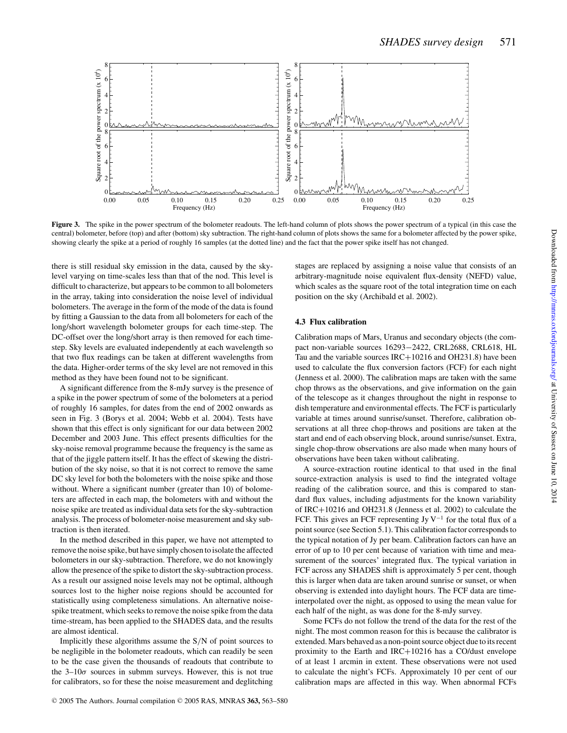**Figure 3.** The spike in the power spectrum of the bolometer readouts. The left-hand column of plots shows the power spectrum of a typical (in this case the central) bolometer, before (top) and after (bottom) sky subtraction. The right-hand column of plots shows the same for a bolometer affected by the power spike, showing clearly the spike at a period of roughly 16 samples (at the dotted line) and the fact that the power spike itself has not changed.

there is still residual sky emission in the data, caused by the sky-level varying on time-scales less than that of the nod. This level is difficult to characterize, but appears to be common to all bolometers in the array, taking into consideration the noise level of individual bolometers. The average in the form of the mode of the data is found by fitting a Gaussian to the data from all bolometers for each of the long/short wavelength bolometer groups for each time-step. The DC-offset over the long/short array is then removed for each time-step. Sky levels are evaluated independently at each wavelength so that two flux readings can be taken at different wavelengths from the data. Higher-order terms of the sky level are not removed in this method as they have been found not to be significant.

A significant difference from the 8-mJy survey is the presence of a spike in the power spectrum of some of the bolometers at a period of roughly 16 samples, for dates from the end of 2002 onwards as seen in Fig. 3 (Borys et al. 2004; Webb et al. 2004). Tests have shown that this effect is only significant for our data between 2002 December and 2003 June. This effect presents difficulties for the sky-noise removal programme because the frequency is the same as that of the jiggle pattern itself. It has the effect of skewing the distribution of the sky noise, so that it is not correct to remove the same DC sky level for both the bolometers with the noise spike and those without. Where a significant number (greater than 10) of bolometers are affected in each map, the bolometers with and without the noise spike are treated as individual data sets for the sky-subtraction analysis. The process of bolometer-noise measurement and sky subtraction is then iterated.

In the method described in this paper, we have not attempted to remove the noise spike, but have simply chosen to isolate the affected bolometers in our sky-subtraction. Therefore, we do not knowingly allow the presence of the spike to distort the sky-subtraction process. As a result our assigned noise levels may not be optimal, although sources lost to the higher noise regions should be accounted for statistically using completeness simulations. An alternative noise-spike treatment, which seeks to remove the noise spike from the data time-stream, has been applied to the SHADES data, and the results are almost identical.

Implicitly these algorithms assume the S/N of point sources to be negligible in the bolometer readouts, which can readily be seen to be the case given the thousands of readouts that contribute to the 3–10$\sigma$ sources in submm surveys. However, this is not true for calibrators, so for these the noise measurement and deglitching stages are replaced by assigning a noise value that consists of an arbitrary-magnitude noise equivalent flux-density (NEFD) value, which scales as the square root of the total integration time on each position on the sky (Archibald et al. 2002).

### 4.3 Flux calibration

Calibration maps of Mars, Uranus and secondary objects (the compact non-variable sources 16293−2422, CRL2688, CRL618, HL Tau and the variable sources IRC+10216 and OH231.8) have been used to calculate the flux conversion factors (FCF) for each night (Jenness et al. 2000). The calibration maps are taken with the same chop throws as the observations, and give information on the gain of the telescope as it changes throughout the night in response to dish temperature and environmental effects. The FCF is particularly variable at times around sunrise/sunset. Therefore, calibration observations at all three chop-throws and positions are taken at the start and end of each observing block, around sunrise/sunset. Extra, single chop-throw observations are also made when many hours of observations have been taken without calibrating.

A source-extraction routine identical to that used in the final source-extraction analysis is used to find the integrated voltage reading of the calibration source, and this is compared to standard flux values, including adjustments for the known variability of IRC+10216 and OH231.8 (Jenness et al. 2002) to calculate the FCF. This gives an FCF representing Jy V$^{-1}$ for the total flux of a point source (see Section 5.1). This calibration factor corresponds to the typical notation of Jy per beam. Calibration factors can have an error of up to 10 per cent because of variation with time and measurement of the sources' integrated flux. The typical variation in FCF across any SHADES shift is approximately 5 per cent, though this is larger when data are taken around sunrise or sunset, or when observing is extended into daylight hours. The FCF data are time-interpolated over the night, as opposed to using the mean value for each half of the night, as was done for the 8-mJy survey.

Some FCFs do not follow the trend of the data for the rest of the night. The most common reason for this is because the calibrator is extended. Mars behaved as a non-point source object due to its recent proximity to the Earth and IRC+10216 has a CO/dust envelope of at least 1 arcmin in extent. These observations were not used to calculate the night's FCFs. Approximately 10 per cent of our calibration maps are affected in this way. When abnormal FCFs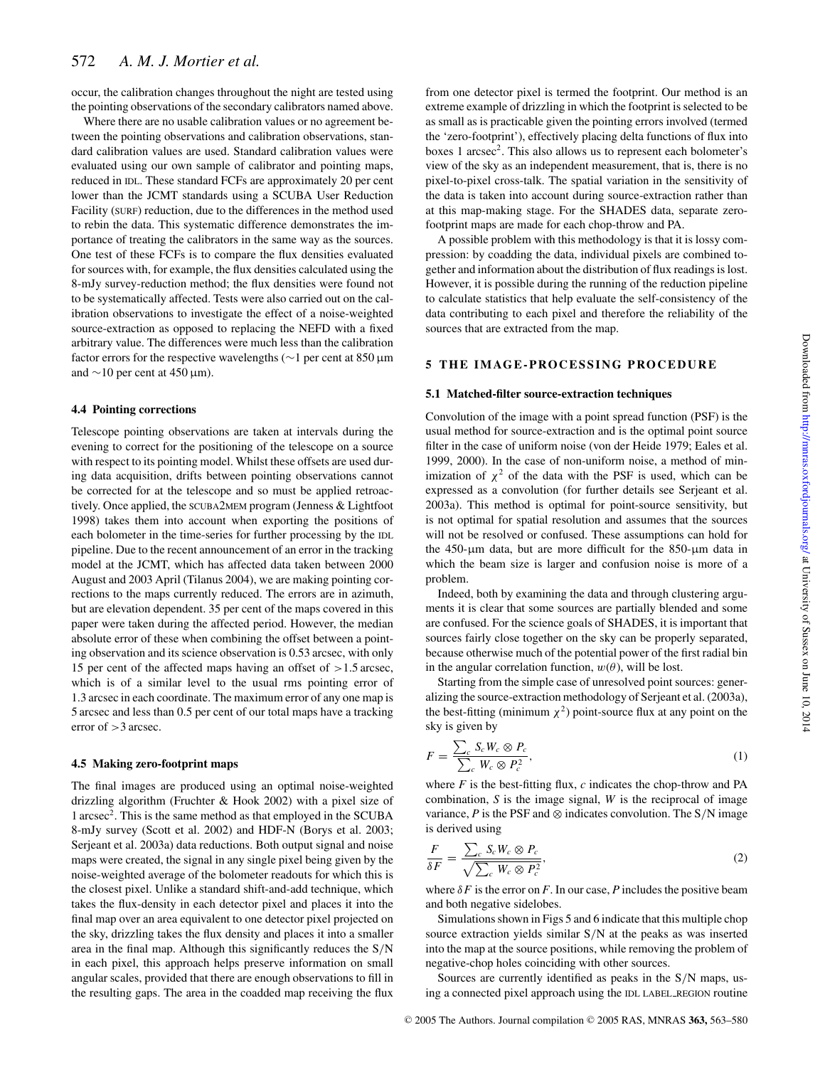occur, the calibration changes throughout the night are tested using the pointing observations of the secondary calibrators named above.

Where there are no usable calibration values or no agreement between the pointing observations and calibration observations, standard calibration values are used. Standard calibration values were evaluated using our own sample of calibrator and pointing maps, reduced in IDL. These standard FCFs are approximately 20 per cent lower than the JCMT standards using a SCUBA User Reduction Facility (SURF) reduction, due to the differences in the method used to rebin the data. This systematic difference demonstrates the importance of treating the calibrators in the same way as the sources. One test of these FCFs is to compare the flux densities evaluated for sources with, for example, the flux densities calculated using the 8-mJy survey-reduction method; the flux densities were found not to be systematically affected. Tests were also carried out on the calibration observations to investigate the effect of a noise-weighted source-extraction as opposed to replacing the NEFD with a fixed arbitrary value. The differences were much less than the calibration factor errors for the respective wavelengths (∼1 per cent at 850 μm and ∼10 per cent at 450 μm).

### 4.4 Pointing corrections

Telescope pointing observations are taken at intervals during the evening to correct for the positioning of the telescope on a source with respect to its pointing model. Whilst these offsets are used during data acquisition, drifts between pointing observations cannot be corrected for at the telescope and so must be applied retroactively. Once applied, the SCUBA2MEM program (Jenness & Lightfoot 1998) takes them into account when exporting the positions of each bolometer in the time-series for further processing by the IDL pipeline. Due to the recent announcement of an error in the tracking model at the JCMT, which has affected data taken between 2000 August and 2003 April (Tilanus 2004), we are making pointing corrections to the maps currently reduced. The errors are in azimuth, but are elevation dependent. 35 per cent of the maps covered in this paper were taken during the affected period. However, the median absolute error of these when combining the offset between a pointing observation and its science observation is 0.53 arcsec, with only 15 per cent of the affected maps having an offset of >1.5 arcsec, which is of a similar level to the usual rms pointing error of 1.3 arcsec in each coordinate. The maximum error of any one map is 5 arcsec and less than 0.5 per cent of our total maps have a tracking error of >3 arcsec.

### 4.5 Making zero-footprint maps

The final images are produced using an optimal noise-weighted drizzling algorithm (Fruchter & Hook 2002) with a pixel size of 1 arcsec$^2$. This is the same method as that employed in the SCUBA 8-mJy survey (Scott et al. 2002) and HDF-N (Borys et al. 2003; Serjeant et al. 2003a) data reductions. Both output signal and noise maps were created, the signal in any single pixel being given by the noise-weighted average of the bolometer readouts for which this is the closest pixel. Unlike a standard shift-and-add technique, which takes the flux-density in each detector pixel and places it into the final map over an area equivalent to one detector pixel projected on the sky, drizzling takes the flux density and places it into a smaller area in the final map. Although this significantly reduces the S/N in each pixel, this approach helps preserve information on small angular scales, provided that there are enough observations to fill in the resulting gaps. The area in the coadded map receiving the flux from one detector pixel is termed the footprint. Our method is an extreme example of drizzling in which the footprint is selected to be as small as is practicable given the pointing errors involved (termed the 'zero-footprint'), effectively placing delta functions of flux into boxes 1 arcsec$^2$. This also allows us to represent each bolometer's view of the sky as an independent measurement, that is, there is no pixel-to-pixel cross-talk. The spatial variation in the sensitivity of the data is taken into account during source-extraction rather than at this map-making stage. For the SHADES data, separate zero-footprint maps are made for each chop-throw and PA.

A possible problem with this methodology is that it is lossy compression: by coadding the data, individual pixels are combined together and information about the distribution of flux readings is lost. However, it is possible during the running of the reduction pipeline to calculate statistics that help evaluate the self-consistency of the data contributing to each pixel and therefore the reliability of the sources that are extracted from the map.

## 5 THE IMAGE-PROCESSING PROCEDURE

### 5.1 Matched-filter source-extraction techniques

Convolution of the image with a point spread function (PSF) is the usual method for source-extraction and is the optimal point source filter in the case of uniform noise (von der Heide 1979; Eales et al. 1999, 2000). In the case of non-uniform noise, a method of minimization of $\chi^2$ of the data with the PSF is used, which can be expressed as a convolution (for further details see Serjeant et al. 2003a). This method is optimal for point-source sensitivity, but is not optimal for spatial resolution and assumes that the sources will not be resolved or confused. These assumptions can hold for the 450-μm data, but are more difficult for the 850-μm data in which the beam size is larger and confusion noise is more of a problem.

Indeed, both by examining the data and through clustering arguments it is clear that some sources are partially blended and some are confused. For the science goals of SHADES, it is important that sources fairly close together on the sky can be properly separated, because otherwise much of the potential power of the first radial bin in the angular correlation function, $w(\theta)$, will be lost.

Starting from the simple case of unresolved point sources: generalizing the source-extraction methodology of Serjeant et al. (2003a), the best-fitting (minimum $\chi^2$) point-source flux at any point on the sky is given by

$$F = \frac{\sum_c S_c W_c \otimes P_c}{\sum_c W_c \otimes P_c^2}, \tag{1}$$

where $F$ is the best-fitting flux, $c$ indicates the chop-throw and PA combination, $S$ is the image signal, $W$ is the reciprocal of image variance, $P$ is the PSF and $\otimes$ indicates convolution. The S/N image is derived using

$$\frac{F}{\delta F} = \frac{\sum_c S_c W_c \otimes P_c}{\sqrt{\sum_c W_c \otimes P_c^2}}, \tag{2}$$

where $\delta F$ is the error on $F$. In our case, $P$ includes the positive beam and both negative sidelobes.

Simulations shown in Figs 5 and 6 indicate that this multiple chop source extraction yields similar S/N at the peaks as was inserted into the map at the source positions, while removing the problem of negative-chop holes coinciding with other sources.

Sources are currently identified as peaks in the S/N maps, using a connected pixel approach using the IDL LABEL_REGION routine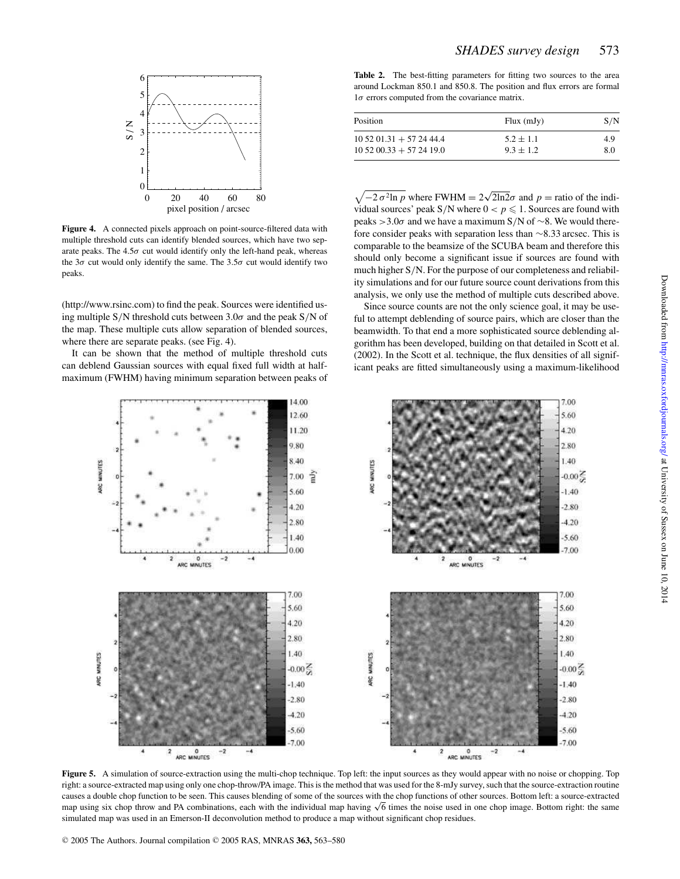**Figure 4.** A connected pixels approach on point-source-filtered data with multiple threshold cuts can identify blended sources, which have two separate peaks. The $4.5\sigma$ cut would identify only the left-hand peak, whereas the $3\sigma$ cut would only identify the same. The $3.5\sigma$ cut would identify two peaks.

(http://www.rsinc.com) to find the peak. Sources were identified using multiple S/N threshold cuts between $3.0\sigma$ and the peak S/N of the map. These multiple cuts allow separation of blended sources, where there are separate peaks. (see Fig. 4).

It can be shown that the method of multiple threshold cuts can deblend Gaussian sources with equal fixed full width at half-maximum (FWHM) having minimum separation between peaks of $\sqrt{-2\,\sigma^2 \ln p}$ where FWHM $= 2\sqrt{2\ln 2}\sigma$ and $p =$ ratio of the individual sources' peak S/N where $0 < p \leqslant 1$. Sources are found with peaks $>3.0\sigma$ and we have a maximum S/N of ~8. We would therefore consider peaks with separation less than ~8.33 arcsec. This is comparable to the beamsize of the SCUBA beam and therefore this should only become a significant issue if sources are found with much higher S/N. For the purpose of our completeness and reliability simulations and for our future source count derivations from this analysis, we only use the method of multiple cuts described above.

Since source counts are not the only science goal, it may be useful to attempt deblending of source pairs, which are closer than the beamwidth. To that end a more sophisticated source deblending algorithm has been developed, building on that detailed in Scott et al. (2002). In the Scott et al. technique, the flux densities of all significant peaks are fitted simultaneously using a maximum-likelihood

**Table 2.** The best-fitting parameters for fitting two sources to the area around Lockman 850.1 and 850.8. The position and flux errors are formal $1\sigma$ errors computed from the covariance matrix.

| Position | Flux (mJy) | S/N |
|---|---|---|
| 10 52 01.31 + 57 24 44.4 | $5.2 \pm 1.1$ | 4.9 |
| 10 52 00.33 + 57 24 19.0 | $9.3 \pm 1.2$ | 8.0 |

**Figure 5.** A simulation of source-extraction using the multi-chop technique. Top left: the input sources as they would appear with no noise or chopping. Top right: a source-extracted map using only one chop-throw/PA image. This is the method that was used for the 8-mJy survey, such that the source-extraction routine causes a double chop function to be seen. This causes blending of some of the sources with the chop functions of other sources. Bottom left: a source-extracted map using six chop throw and PA combinations, each with the individual map having $\sqrt{6}$ times the noise used in one chop image. Bottom right: the same simulated map was used in an Emerson-II deconvolution method to produce a map without significant chop residues.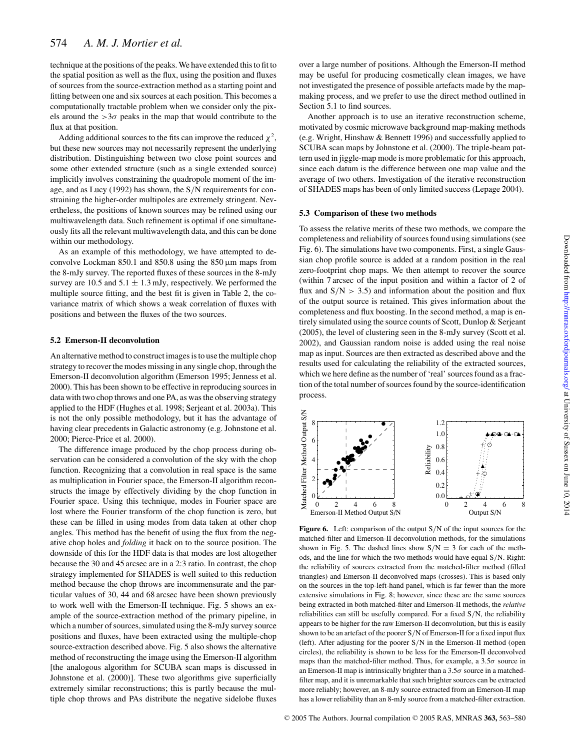technique at the positions of the peaks. We have extended this to fit to the spatial position as well as the flux, using the position and fluxes of sources from the source-extraction method as a starting point and fitting between one and six sources at each position. This becomes a computationally tractable problem when we consider only the pixels around the $>3\sigma$ peaks in the map that would contribute to the flux at that position.

Adding additional sources to the fits can improve the reduced $\chi^2$, but these new sources may not necessarily represent the underlying distribution. Distinguishing between two close point sources and some other extended structure (such as a single extended source) implicitly involves constraining the quadropole moment of the image, and as Lucy (1992) has shown, the S/N requirements for constraining the higher-order multipoles are extremely stringent. Nevertheless, the positions of known sources may be refined using our multiwavelength data. Such refinement is optimal if one simultaneously fits all the relevant multiwavelength data, and this can be done within our methodology.

As an example of this methodology, we have attempted to deconvolve Lockman 850.1 and 850.8 using the 850 μm maps from the 8-mJy survey. The reported fluxes of these sources in the 8-mJy survey are 10.5 and $5.1 \pm 1.3$ mJy, respectively. We performed the multiple source fitting, and the best fit is given in Table 2, the covariance matrix of which shows a weak correlation of fluxes with positions and between the fluxes of the two sources.

### 5.2 Emerson-II deconvolution

An alternative method to construct images is to use the multiple chop strategy to recover the modes missing in any single chop, through the Emerson-II deconvolution algorithm (Emerson 1995; Jenness et al. 2000). This has been shown to be effective in reproducing sources in data with two chop throws and one PA, as was the observing strategy applied to the HDF (Hughes et al. 1998; Serjeant et al. 2003a). This is not the only possible methodology, but it has the advantage of having clear precedents in Galactic astronomy (e.g. Johnstone et al. 2000; Pierce-Price et al. 2000).

The difference image produced by the chop process during observation can be considered a convolution of the sky with the chop function. Recognizing that a convolution in real space is the same as multiplication in Fourier space, the Emerson-II algorithm reconstructs the image by effectively dividing by the chop function in Fourier space. Using this technique, modes in Fourier space are lost where the Fourier transform of the chop function is zero, but these can be filled in using modes from data taken at other chop angles. This method has the benefit of using the flux from the negative chop holes and *folding* it back on to the source position. The downside of this for the HDF data is that modes are lost altogether because the 30 and 45 arcsec are in a 2:3 ratio. In contrast, the chop strategy implemented for SHADES is well suited to this reduction method because the chop throws are incommensurate and the particular values of 30, 44 and 68 arcsec have been shown previously to work well with the Emerson-II technique. Fig. 5 shows an example of the source-extraction method of the primary pipeline, in which a number of sources, simulated using the 8-mJy survey source positions and fluxes, have been extracted using the multiple-chop source-extraction described above. Fig. 5 also shows the alternative method of reconstructing the image using the Emerson-II algorithm [the analogous algorithm for SCUBA scan maps is discussed in Johnstone et al. (2000)]. These two algorithms give superficially extremely similar reconstructions; this is partly because the multiple chop throws and PAs distribute the negative sidelobe fluxes over a large number of positions. Although the Emerson-II method may be useful for producing cosmetically clean images, we have not investigated the presence of possible artefacts made by the map-making process, and we prefer to use the direct method outlined in Section 5.1 to find sources.

Another approach is to use an iterative reconstruction scheme, motivated by cosmic microwave background map-making methods (e.g. Wright, Hinshaw & Bennett 1996) and successfully applied to SCUBA scan maps by Johnstone et al. (2000). The triple-beam pattern used in jiggle-map mode is more problematic for this approach, since each datum is the difference between one map value and the average of two others. Investigation of the iterative reconstruction of SHADES maps has been of only limited success (Lepage 2004).

### 5.3 Comparison of these two methods

To assess the relative merits of these two methods, we compare the completeness and reliability of sources found using simulations (see Fig. 6). The simulations have two components. First, a single Gaussian chop profile source is added at a random position in the real zero-footprint chop maps. We then attempt to recover the source (within 7 arcsec of the input position and within a factor of 2 of flux and $S/N > 3.5$) and information about the position and flux of the output source is retained. This gives information about the completeness and flux boosting. In the second method, a map is entirely simulated using the source counts of Scott, Dunlop & Serjeant (2005), the level of clustering seen in the 8-mJy survey (Scott et al. 2002), and Gaussian random noise is added using the real noise map as input. Sources are then extracted as described above and the results used for calculating the reliability of the extracted sources, which we here define as the number of 'real' sources found as a fraction of the total number of sources found by the source-identification process.

**Figure 6.** Left: comparison of the output S/N of the input sources for the matched-filter and Emerson-II deconvolution methods, for the simulations shown in Fig. 5. The dashed lines show $S/N = 3$ for each of the methods, and the line for which the two methods would have equal S/N. Right: the reliability of sources extracted from the matched-filter method (filled triangles) and Emerson-II deconvolved maps (crosses). This is based only on the sources in the top-left-hand panel, which is far fewer than the more extensive simulations in Fig. 8; however, since these are the same sources being extracted in both matched-filter and Emerson-II methods, the *relative* reliabilities can still be usefully compared. For a fixed S/N, the reliability appears to be higher for the raw Emerson-II deconvolution, but this is easily shown to be an artefact of the poorer S/N of Emerson-II for a fixed input flux (left). After adjusting for the poorer S/N in the Emerson-II method (open circles), the reliability is shown to be less for the Emerson-II deconvolved maps than the matched-filter method. Thus, for example, a $3.5\sigma$ source in an Emerson-II map is intrinsically brighter than a $3.5\sigma$ source in a matched-filter map, and it is unremarkable that such brighter sources can be extracted more reliably; however, an 8-mJy source extracted from an Emerson-II map has a lower reliability than an 8-mJy source from a matched-filter extraction.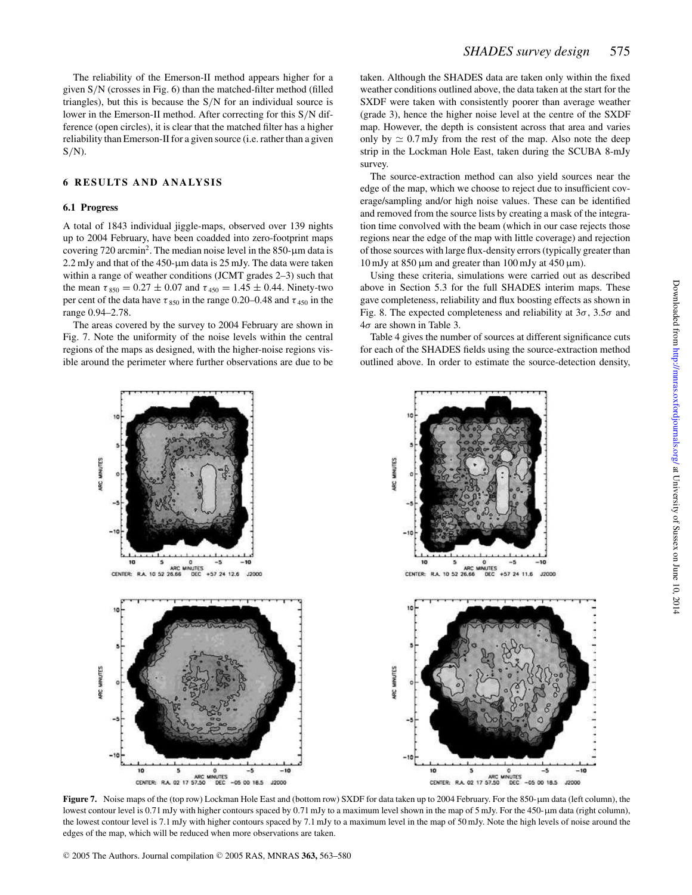The reliability of the Emerson-II method appears higher for a given S/N (crosses in Fig. 6) than the matched-filter method (filled triangles), but this is because the S/N for an individual source is lower in the Emerson-II method. After correcting for this S/N difference (open circles), it is clear that the matched filter has a higher reliability than Emerson-II for a given source (i.e. rather than a given S/N).

## 6 RESULTS AND ANALYSIS

### 6.1 Progress

A total of 1843 individual jiggle-maps, observed over 139 nights up to 2004 February, have been coadded into zero-footprint maps covering 720 arcmin$^2$. The median noise level in the 850-μm data is 2.2 mJy and that of the 450-μm data is 25 mJy. The data were taken within a range of weather conditions (JCMT grades 2–3) such that the mean $\tau_{850} = 0.27 \pm 0.07$ and $\tau_{450} = 1.45 \pm 0.44$. Ninety-two per cent of the data have $\tau_{850}$ in the range 0.20–0.48 and $\tau_{450}$ in the range 0.94–2.78.

The areas covered by the survey to 2004 February are shown in Fig. 7. Note the uniformity of the noise levels within the central regions of the maps as designed, with the higher-noise regions visible around the perimeter where further observations are due to be taken. Although the SHADES data are taken only within the fixed weather conditions outlined above, the data taken at the start for the SXDF were taken with consistently poorer than average weather (grade 3), hence the higher noise level at the centre of the SXDF map. However, the depth is consistent across that area and varies only by $\simeq 0.7$ mJy from the rest of the map. Also note the deep strip in the Lockman Hole East, taken during the SCUBA 8-mJy survey.

The source-extraction method can also yield sources near the edge of the map, which we choose to reject due to insufficient coverage/sampling and/or high noise values. These can be identified and removed from the source lists by creating a mask of the integration time convolved with the beam (which in our case rejects those regions near the edge of the map with little coverage) and rejection of those sources with large flux-density errors (typically greater than 10 mJy at 850 μm and greater than 100 mJy at 450 μm).

Using these criteria, simulations were carried out as described above in Section 5.3 for the full SHADES interim maps. These gave completeness, reliability and flux boosting effects as shown in Fig. 8. The expected completeness and reliability at $3\sigma$, $3.5\sigma$ and $4\sigma$ are shown in Table 3.

Table 4 gives the number of sources at different significance cuts for each of the SHADES fields using the source-extraction method outlined above. In order to estimate the source-detection density,

**Figure 7.** Noise maps of the (top row) Lockman Hole East and (bottom row) SXDF for data taken up to 2004 February. For the 850-μm data (left column), the lowest contour level is 0.71 mJy with higher contours spaced by 0.71 mJy to a maximum level shown in the map of 5 mJy. For the 450-μm data (right column), the lowest contour level is 7.1 mJy with higher contours spaced by 7.1 mJy to a maximum level in the map of 50 mJy. Note the high levels of noise around the edges of the map, which will be reduced when more observations are taken.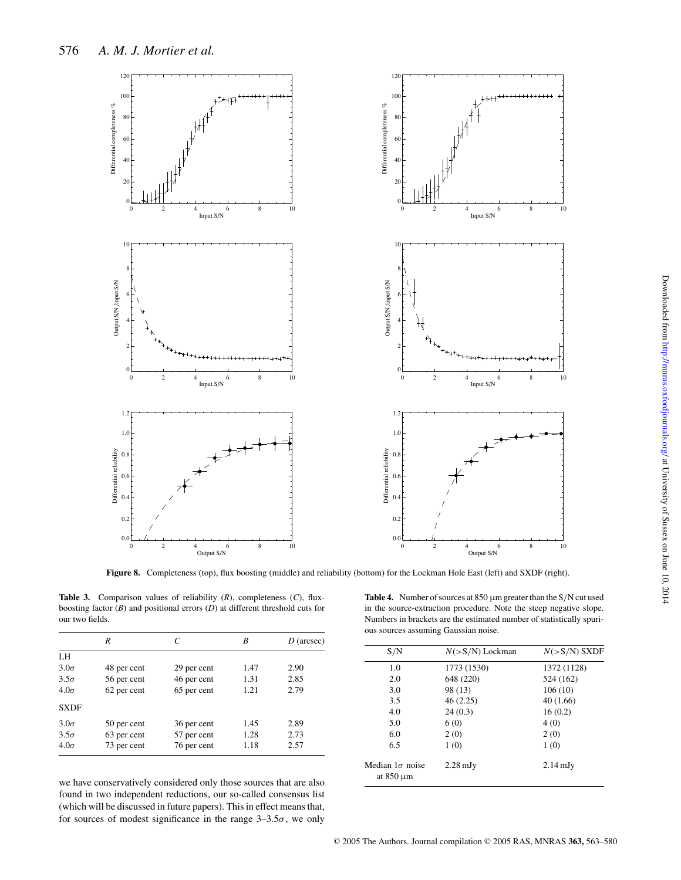**Figure 8.** Completeness (top), flux boosting (middle) and reliability (bottom) for the Lockman Hole East (left) and SXDF (right).

**Table 3.** Comparison values of reliability ($R$), completeness ($C$), flux-boosting factor ($B$) and positional errors ($D$) at different threshold cuts for our two fields.

| | $R$ | $C$ | $B$ | $D$ (arcsec) |
|---|---|---|---|---|
| LH | | | | |
| $3.0\sigma$ | 48 per cent | 29 per cent | 1.47 | 2.90 |
| $3.5\sigma$ | 56 per cent | 46 per cent | 1.31 | 2.85 |
| $4.0\sigma$ | 62 per cent | 65 per cent | 1.21 | 2.79 |
| SXDF | | | | |
| $3.0\sigma$ | 50 per cent | 36 per cent | 1.45 | 2.89 |
| $3.5\sigma$ | 63 per cent | 57 per cent | 1.28 | 2.73 |
| $4.0\sigma$ | 73 per cent | 76 per cent | 1.18 | 2.57 |

**Table 4.** Number of sources at 850 μm greater than the S/N cut used in the source-extraction procedure. Note the steep negative slope. Numbers in brackets are the estimated number of statistically spurious sources assuming Gaussian noise.

| S/N | $N$(>S/N) Lockman | $N$(>S/N) SXDF |
|---|---|---|
| 1.0 | 1773 (1530) | 1372 (1128) |
| 2.0 | 648 (220) | 524 (162) |
| 3.0 | 98 (13) | 106 (10) |
| 3.5 | 46 (2.25) | 40 (1.66) |
| 4.0 | 24 (0.3) | 16 (0.2) |
| 5.0 | 6 (0) | 4 (0) |
| 6.0 | 2 (0) | 2 (0) |
| 6.5 | 1 (0) | 1 (0) |
| Median $1\sigma$ noise at 850 μm | 2.28 mJy | 2.14 mJy |

we have conservatively considered only those sources that are also found in two independent reductions, our so-called consensus list (which will be discussed in future papers). This in effect means that, for sources of modest significance in the range 3–3.5$\sigma$, we only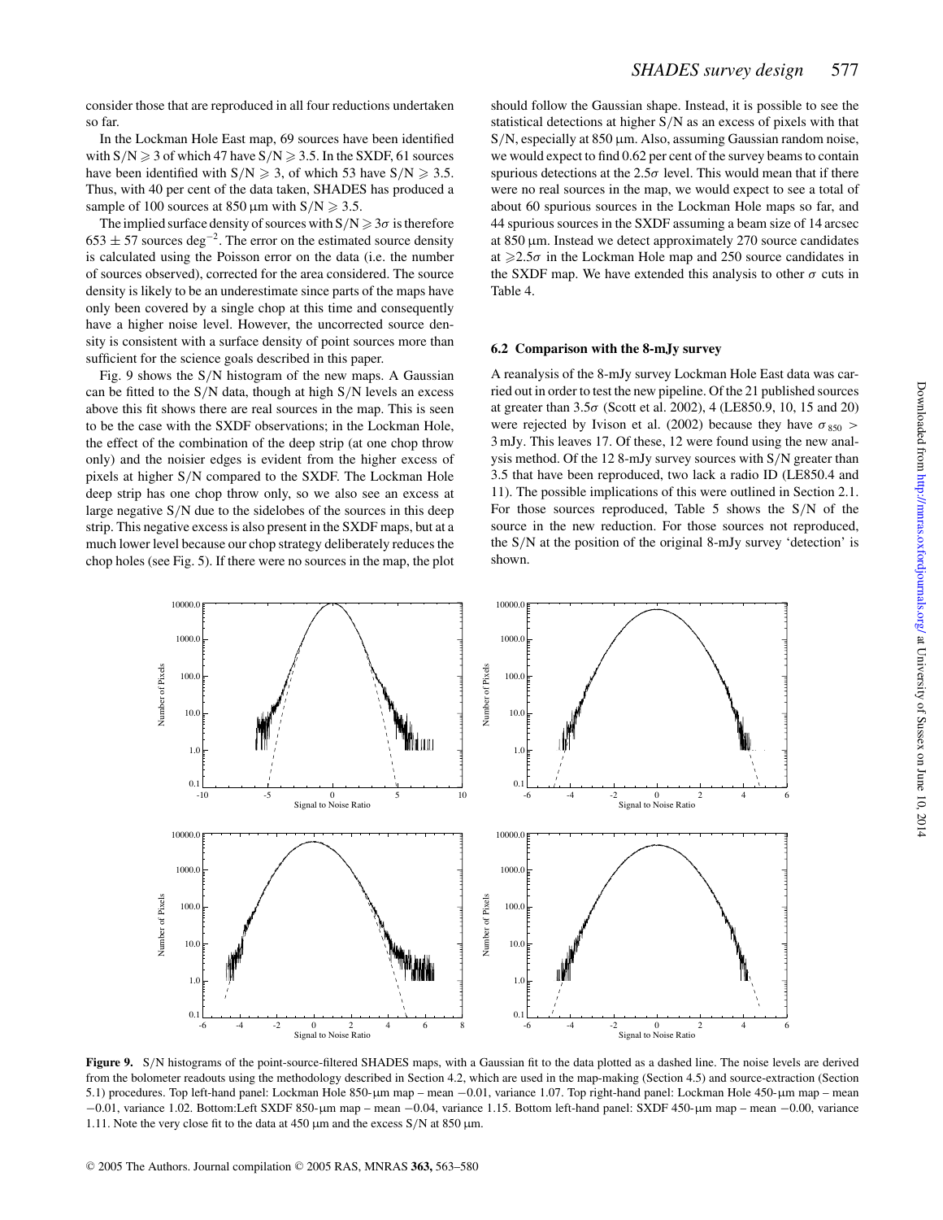consider those that are reproduced in all four reductions undertaken so far.

In the Lockman Hole East map, 69 sources have been identified with $S/N \geqslant 3$ of which 47 have $S/N \geqslant 3.5$. In the SXDF, 61 sources have been identified with $S/N \geqslant 3$, of which 53 have $S/N \geqslant 3.5$. Thus, with 40 per cent of the data taken, SHADES has produced a sample of 100 sources at 850 μm with $S/N \geqslant 3.5$.

The implied surface density of sources with $S/N \geqslant 3\sigma$ is therefore $653 \pm 57$ sources $\deg^{-2}$. The error on the estimated source density is calculated using the Poisson error on the data (i.e. the number of sources observed), corrected for the area considered. The source density is likely to be an underestimate since parts of the maps have only been covered by a single chop at this time and consequently have a higher noise level. However, the uncorrected source density is consistent with a surface density of point sources more than sufficient for the science goals described in this paper.

Fig. 9 shows the S/N histogram of the new maps. A Gaussian can be fitted to the S/N data, though at high S/N levels an excess above this fit shows there are real sources in the map. This is seen to be the case with the SXDF observations; in the Lockman Hole, the effect of the combination of the deep strip (at one chop throw only) and the noisier edges is evident from the higher excess of pixels at higher S/N compared to the SXDF. The Lockman Hole deep strip has one chop throw only, so we also see an excess at large negative S/N due to the sidelobes of the sources in this deep strip. This negative excess is also present in the SXDF maps, but at a much lower level because our chop strategy deliberately reduces the chop holes (see Fig. 5). If there were no sources in the map, the plot should follow the Gaussian shape. Instead, it is possible to see the statistical detections at higher S/N as an excess of pixels with that S/N, especially at 850 μm. Also, assuming Gaussian random noise, we would expect to find 0.62 per cent of the survey beams to contain spurious detections at the $2.5\sigma$ level. This would mean that if there were no real sources in the map, we would expect to see a total of about 60 spurious sources in the Lockman Hole maps so far, and 44 spurious sources in the SXDF assuming a beam size of 14 arcsec at 850 μm. Instead we detect approximately 270 source candidates at $\geqslant 2.5\sigma$ in the Lockman Hole map and 250 source candidates in the SXDF map. We have extended this analysis to other $\sigma$ cuts in Table 4.

### 6.2 Comparison with the 8-mJy survey

A reanalysis of the 8-mJy survey Lockman Hole East data was carried out in order to test the new pipeline. Of the 21 published sources at greater than $3.5\sigma$ (Scott et al. 2002), 4 (LE850.9, 10, 15 and 20) were rejected by Ivison et al. (2002) because they have $\sigma_{850} >$ 3 mJy. This leaves 17. Of these, 12 were found using the new analysis method. Of the 12 8-mJy survey sources with S/N greater than 3.5 that have been reproduced, two lack a radio ID (LE850.4 and 11). The possible implications of this were outlined in Section 2.1. For those sources reproduced, Table 5 shows the S/N of the source in the new reduction. For those sources not reproduced, the S/N at the position of the original 8-mJy survey 'detection' is shown.

**Figure 9.** S/N histograms of the point-source-filtered SHADES maps, with a Gaussian fit to the data plotted as a dashed line. The noise levels are derived from the bolometer readouts using the methodology described in Section 4.2, which are used in the map-making (Section 4.5) and source-extraction (Section 5.1) procedures. Top left-hand panel: Lockman Hole 850-μm map – mean −0.01, variance 1.07. Top right-hand panel: Lockman Hole 450-μm map – mean −0.01, variance 1.02. Bottom:Left SXDF 850-μm map – mean −0.04, variance 1.15. Bottom left-hand panel: SXDF 450-μm map – mean −0.00, variance 1.11. Note the very close fit to the data at 450 μm and the excess S/N at 850 μm.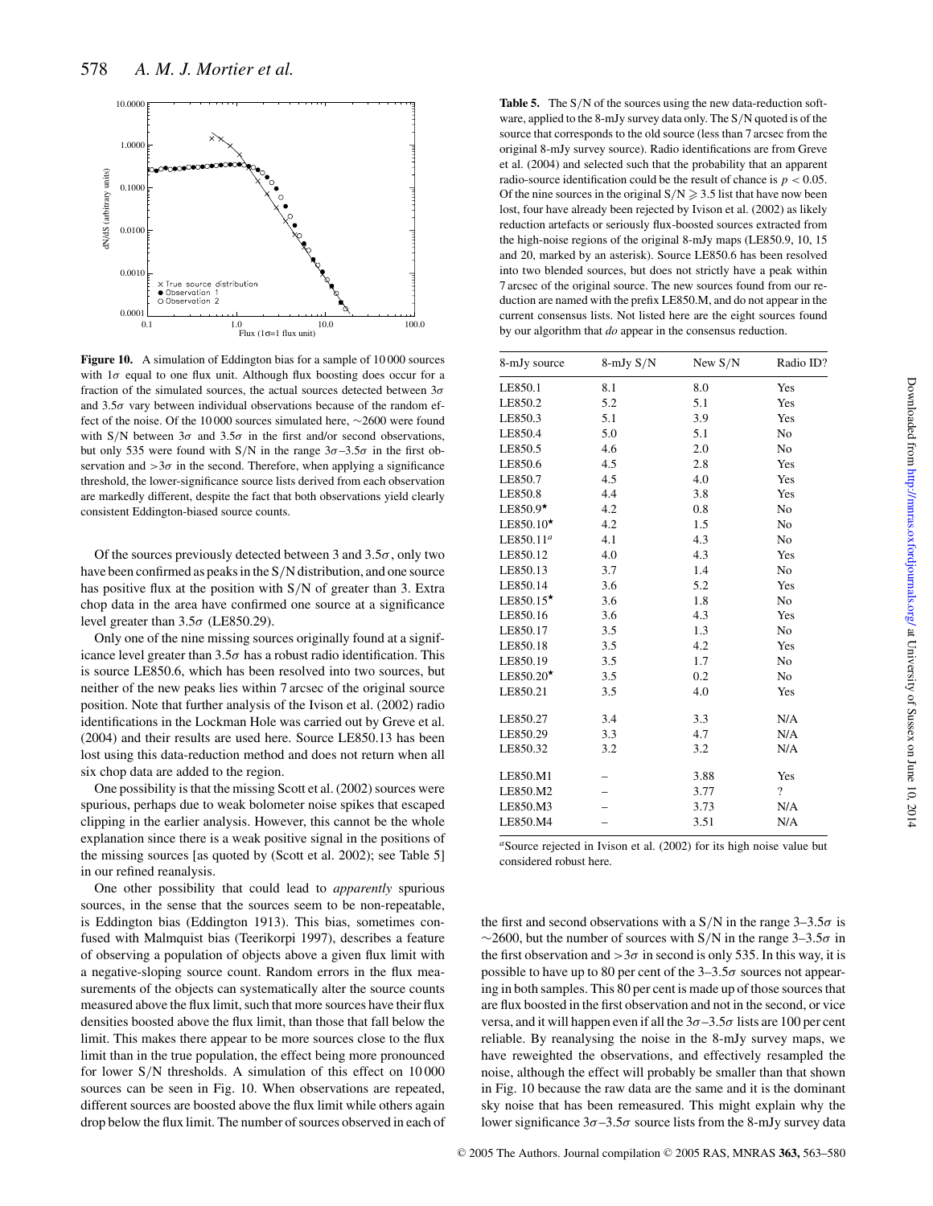Figure 10. A simulation of Eddington bias for a sample of 10 000 sources with $1\sigma$ equal to one flux unit. Although flux boosting does occur for a fraction of the simulated sources, the actual sources detected between $3\sigma$ and $3.5\sigma$ vary between individual observations because of the random effect of the noise. Of the 10 000 sources simulated here, ~2600 were found with S/N between $3\sigma$ and $3.5\sigma$ in the first and/or second observations, but only 535 were found with S/N in the range $3\sigma$–$3.5\sigma$ in the first observation and $>3\sigma$ in the second. Therefore, when applying a significance threshold, the lower-significance source lists derived from each observation are markedly different, despite the fact that both observations yield clearly consistent Eddington-biased source counts.

Of the sources previously detected between 3 and $3.5\sigma$, only two have been confirmed as peaks in the S/N distribution, and one source has positive flux at the position with S/N of greater than 3. Extra chop data in the area have confirmed one source at a significance level greater than $3.5\sigma$ (LE850.29).

Only one of the nine missing sources originally found at a significance level greater than $3.5\sigma$ has a robust radio identification. This is source LE850.6, which has been resolved into two sources, but neither of the new peaks lies within 7 arcsec of the original source position. Note that further analysis of the Ivison et al. (2002) radio identifications in the Lockman Hole was carried out by Greve et al. (2004) and their results are used here. Source LE850.13 has been lost using this data-reduction method and does not return when all six chop data are added to the region.

One possibility is that the missing Scott et al. (2002) sources were spurious, perhaps due to weak bolometer noise spikes that escaped clipping in the earlier analysis. However, this cannot be the whole explanation since there is a weak positive signal in the positions of the missing sources [as quoted by (Scott et al. 2002); see Table 5] in our refined reanalysis.

One other possibility that could lead to *apparently* spurious sources, in the sense that the sources seem to be non-repeatable, is Eddington bias (Eddington 1913). This bias, sometimes confused with Malmquist bias (Teerikorpi 1997), describes a feature of observing a population of objects above a given flux limit with a negative-sloping source count. Random errors in the flux measurements of the objects can systematically alter the source counts measured above the flux limit, such that more sources have their flux densities boosted above the flux limit, than those that fall below the limit. This makes there appear to be more sources close to the flux limit than in the true population, the effect being more pronounced for lower S/N thresholds. A simulation of this effect on 10 000 sources can be seen in Fig. 10. When observations are repeated, different sources are boosted above the flux limit while others again drop below the flux limit. The number of sources observed in each of

**Table 5.** The S/N of the sources using the new data-reduction software, applied to the 8-mJy survey data only. The S/N quoted is of the source that corresponds to the old source (less than 7 arcsec from the original 8-mJy survey source). Radio identifications are from Greve et al. (2004) and selected such that the probability that an apparent radio-source identification could be the result of chance is $p < 0.05$. Of the nine sources in the original S/N $\geqslant 3.5$ list that have now been lost, four have already been rejected by Ivison et al. (2002) as likely reduction artefacts or seriously flux-boosted sources extracted from the high-noise regions of the original 8-mJy maps (LE850.9, 10, 15 and 20, marked by an asterisk). Source LE850.6 has been resolved into two blended sources, but does not strictly have a peak within 7 arcsec of the original source. The new sources found from our reduction are named with the prefix LE850.M, and do not appear in the current consensus lists. Not listed here are the eight sources found by our algorithm that *do* appear in the consensus reduction.

| 8-mJy source | 8-mJy S/N | New S/N | Radio ID? |
|---|---|---|---|
| LE850.1 | 8.1 | 8.0 | Yes |
| LE850.2 | 5.2 | 5.1 | Yes |
| LE850.3 | 5.1 | 3.9 | Yes |
| LE850.4 | 5.0 | 5.1 | No |
| LE850.5 | 4.6 | 2.0 | No |
| LE850.6 | 4.5 | 2.8 | Yes |
| LE850.7 | 4.5 | 4.0 | Yes |
| LE850.8 | 4.4 | 3.8 | Yes |
| LE850.9* | 4.2 | 0.8 | No |
| LE850.10* | 4.2 | 1.5 | No |
| LE850.11[a] | 4.1 | 4.3 | No |
| LE850.12 | 4.0 | 4.3 | Yes |
| LE850.13 | 3.7 | 1.4 | No |
| LE850.14 | 3.6 | 5.2 | Yes |
| LE850.15* | 3.6 | 1.8 | No |
| LE850.16 | 3.6 | 4.3 | Yes |
| LE850.17 | 3.5 | 1.3 | No |
| LE850.18 | 3.5 | 4.2 | Yes |
| LE850.19 | 3.5 | 1.7 | No |
| LE850.20* | 3.5 | 0.2 | No |
| LE850.21 | 3.5 | 4.0 | Yes |
| LE850.27 | 3.4 | 3.3 | N/A |
| LE850.29 | 3.3 | 4.7 | N/A |
| LE850.32 | 3.2 | 3.2 | N/A |
| LE850.M1 | – | 3.88 | Yes |
| LE850.M2 | – | 3.77 | ? |
| LE850.M3 | – | 3.73 | N/A |
| LE850.M4 | – | 3.51 | N/A |

[a]Source rejected in Ivison et al. (2002) for its high noise value but considered robust here.

the first and second observations with a S/N in the range $3$–$3.5\sigma$ is ~2600, but the number of sources with S/N in the range $3$–$3.5\sigma$ in the first observation and $>3\sigma$ in second is only 535. In this way, it is possible to have up to 80 per cent of the $3$–$3.5\sigma$ sources not appearing in both samples. This 80 per cent is made up of those sources that are flux boosted in the first observation and not in the second, or vice versa, and it will happen even if all the $3\sigma$–$3.5\sigma$ lists are 100 per cent reliable. By reanalysing the noise in the 8-mJy survey maps, we have reweighted the observations, and effectively resampled the noise, although the effect will probably be smaller than that shown in Fig. 10 because the raw data are the same and it is the dominant sky noise that has been remeasured. This might explain why the lower significance $3\sigma$–$3.5\sigma$ source lists from the 8-mJy survey data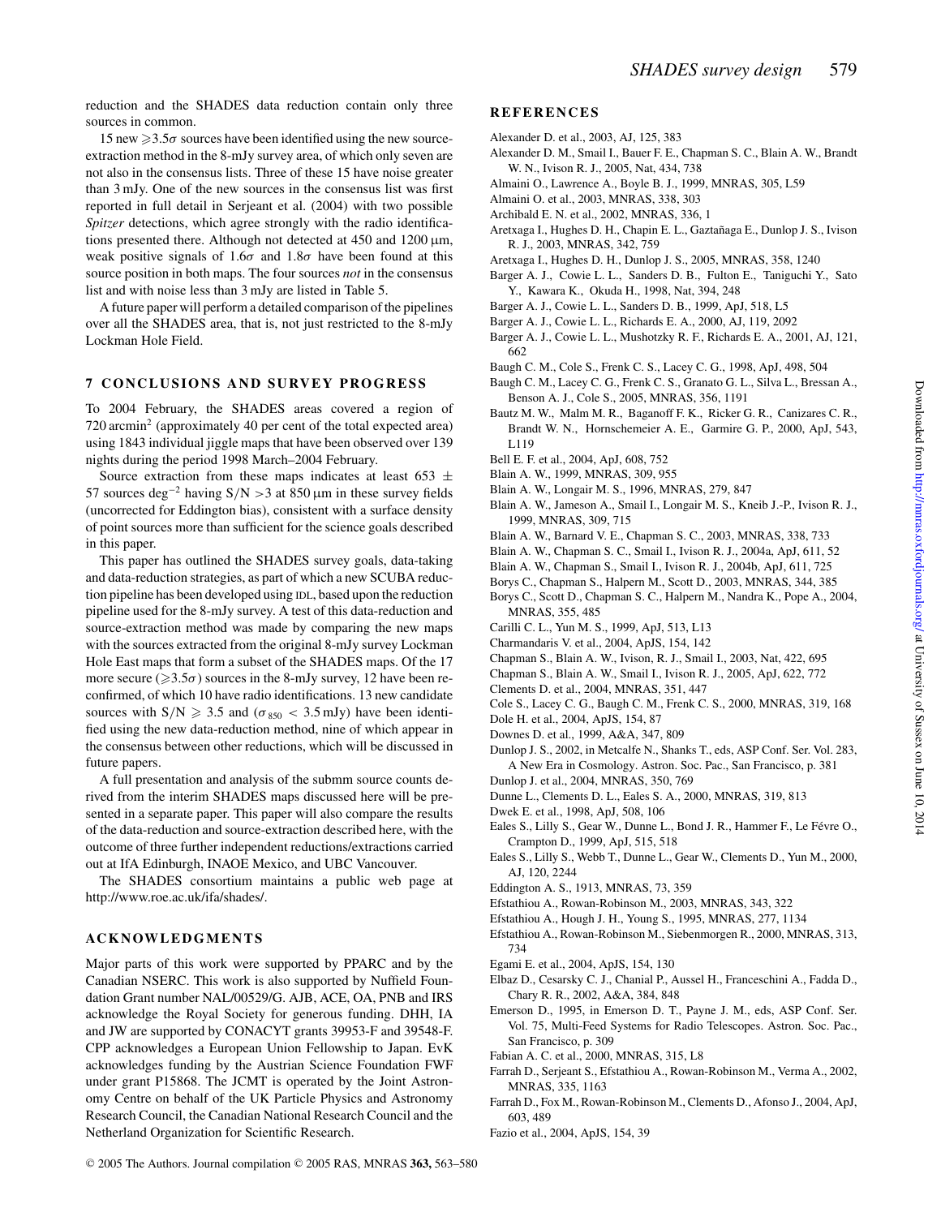reduction and the SHADES data reduction contain only three sources in common.

15 new $\geqslant 3.5\sigma$ sources have been identified using the new source-extraction method in the 8-mJy survey area, of which only seven are not also in the consensus lists. Three of these 15 have noise greater than 3 mJy. One of the new sources in the consensus list was first reported in full detail in Serjeant et al. (2004) with two possible *Spitzer* detections, which agree strongly with the radio identifications presented there. Although not detected at 450 and 1200 μm, weak positive signals of $1.6\sigma$ and $1.8\sigma$ have been found at this source position in both maps. The four sources *not* in the consensus list and with noise less than 3 mJy are listed in Table 5.

A future paper will perform a detailed comparison of the pipelines over all the SHADES area, that is, not just restricted to the 8-mJy Lockman Hole Field.

## 7 CONCLUSIONS AND SURVEY PROGRESS

To 2004 February, the SHADES areas covered a region of 720 arcmin$^2$ (approximately 40 per cent of the total expected area) using 1843 individual jiggle maps that have been observed over 139 nights during the period 1998 March–2004 February.

Source extraction from these maps indicates at least $653 \pm 57$ sources deg$^{-2}$ having S/N $>3$ at 850 μm in these survey fields (uncorrected for Eddington bias), consistent with a surface density of point sources more than sufficient for the science goals described in this paper.

This paper has outlined the SHADES survey goals, data-taking and data-reduction strategies, as part of which a new SCUBA reduction pipeline has been developed using IDL, based upon the reduction pipeline used for the 8-mJy survey. A test of this data-reduction and source-extraction method was made by comparing the new maps with the sources extracted from the original 8-mJy survey Lockman Hole East maps that form a subset of the SHADES maps. Of the 17 more secure ($\geqslant 3.5\sigma$) sources in the 8-mJy survey, 12 have been reconfirmed, of which 10 have radio identifications. 13 new candidate sources with S/N $\geqslant$ 3.5 and ($\sigma_{850} < 3.5$ mJy) have been identified using the new data-reduction method, nine of which appear in the consensus between other reductions, which will be discussed in future papers.

A full presentation and analysis of the submm source counts derived from the interim SHADES maps discussed here will be presented in a separate paper. This paper will also compare the results of the data-reduction and source-extraction described here, with the outcome of three further independent reductions/extractions carried out at IfA Edinburgh, INAOE Mexico, and UBC Vancouver.

The SHADES consortium maintains a public web page at http://www.roe.ac.uk/ifa/shades/.

## ACKNOWLEDGMENTS

Major parts of this work were supported by PPARC and by the Canadian NSERC. This work is also supported by Nuffield Foundation Grant number NAL/00529/G. AJB, ACE, OA, PNB and IRS acknowledge the Royal Society for generous funding. DHH, IA and JW are supported by CONACYT grants 39953-F and 39548-F. CPP acknowledges a European Union Fellowship to Japan. EvK acknowledges funding by the Austrian Science Foundation FWF under grant P15868. The JCMT is operated by the Joint Astronomy Centre on behalf of the UK Particle Physics and Astronomy Research Council, the Canadian National Research Council and the Netherland Organization for Scientific Research.

## REFERENCES

Alexander D. et al., 2003, AJ, 125, 383

Alexander D. M., Smail I., Bauer F. E., Chapman S. C., Blain A. W., Brandt W. N., Ivison R. J., 2005, Nat, 434, 738

Almaini O., Lawrence A., Boyle B. J., 1999, MNRAS, 305, L59

Almaini O. et al., 2003, MNRAS, 338, 303

Archibald E. N. et al., 2002, MNRAS, 336, 1

Aretxaga I., Hughes D. H., Chapin E. L., Gaztañaga E., Dunlop J. S., Ivison R. J., 2003, MNRAS, 342, 759

Aretxaga I., Hughes D. H., Dunlop J. S., 2005, MNRAS, 358, 1240

Barger A. J., Cowie L. L., Sanders D. B., Fulton E., Taniguchi Y., Sato Y., Kawara K., Okuda H., 1998, Nat, 394, 248

Barger A. J., Cowie L. L., Sanders D. B., 1999, ApJ, 518, L5

Barger A. J., Cowie L. L., Richards E. A., 2000, AJ, 119, 2092

Barger A. J., Cowie L. L., Mushotzky R. F., Richards E. A., 2001, AJ, 121, 662

Baugh C. M., Cole S., Frenk C. S., Lacey C. G., 1998, ApJ, 498, 504

Baugh C. M., Lacey C. G., Frenk C. S., Granato G. L., Silva L., Bressan A., Benson A. J., Cole S., 2005, MNRAS, 356, 1191

Bautz M. W., Malm M. R., Baganoff F. K., Ricker G. R., Canizares C. R., Brandt W. N., Hornschemeier A. E., Garmire G. P., 2000, ApJ, 543, L119

Bell E. F. et al., 2004, ApJ, 608, 752

Blain A. W., 1999, MNRAS, 309, 955

Blain A. W., Longair M. S., 1996, MNRAS, 279, 847

Blain A. W., Jameson A., Smail I., Longair M. S., Kneib J.-P., Ivison R. J., 1999, MNRAS, 309, 715

Blain A. W., Barnard V. E., Chapman S. C., 2003, MNRAS, 338, 733

Blain A. W., Chapman S. C., Smail I., Ivison R. J., 2004a, ApJ, 611, 52

Blain A. W., Chapman S. C., Smail I., Ivison R. J., 2004b, ApJ, 611, 725

Borys C., Chapman S., Halpern M., Scott D., 2003, MNRAS, 344, 385

Borys C., Scott D., Chapman S. C., Halpern M., Nandra K., Pope A., 2004, MNRAS, 355, 485

Carilli C. L., Yun M. S., 1999, ApJ, 513, L13

Charmandaris V. et al., 2004, ApJS, 154, 142

Chapman S., Blain A. W., Ivison, R. J., Smail I., 2003, Nat, 422, 695

Chapman S., Blain A. W., Smail I., Ivison R. J., 2005, ApJ, 622, 772

Clements D. et al., 2004, MNRAS, 351, 447

Cole S., Lacey C. G., Baugh C. M., Frenk C. M., 2000, MNRAS, 319, 168

Dole H. et al., 2004, ApJS, 154, 87

Downes D. et al., 1999, A&A, 347, 809

Dunlop J. S., 2002, in Metcalfe N., Shanks T., eds, ASP Conf. Ser. Vol. 283, A New Era in Cosmology. Astron. Soc. Pac., San Francisco, p. 381

Dunlop J. et al., 2004, MNRAS, 350, 769

Dunne L., Clements D. L., Eales S. A., 2000, MNRAS, 319, 813

Dwek E. et al., 1998, ApJ, 508, 106

Eales S., Lilly S., Gear W., Dunne L., Bond J. R., Hammer F., Le Févre O., Crampton D., 1999, ApJ, 515, 518

Eales S., Lilly S., Webb T., Dunne L., Gear W., Clements D., Yun M., 2000, AJ, 120, 2244

Eddington A. S., 1913, MNRAS, 73, 359

Efstathiou A., Rowan-Robinson M., 2003, MNRAS, 343, 322

Efstathiou A., Hough J. H., Young S., 1995, MNRAS, 277, 1134

Efstathiou A., Rowan-Robinson M., Siebenmorgen R., 2000, MNRAS, 313, 734

Egami E. et al., 2004, ApJS, 154, 130

Elbaz D., Cesarsky C. J., Chanial P., Aussel H., Franceschini A., Fadda D., Chary R. R., 2002, A&A, 384, 848

Emerson D., 1995, in Emerson D. T., Payne J. M., eds, ASP Conf. Ser. Vol. 75, Multi-Feed Systems for Radio Telescopes. Astron. Soc. Pac., San Francisco, p. 309

Fabian A. C. et al., 2000, MNRAS, 315, L8

Farrah D., Serjeant S., Efstathiou A., Rowan-Robinson M., Verma A., 2002, MNRAS, 335, 1163

Farrah D., Fox M., Rowan-Robinson M., Clements D., Afonso J., 2004, ApJ, 603, 489

Fazio et al., 2004, ApJS, 154, 39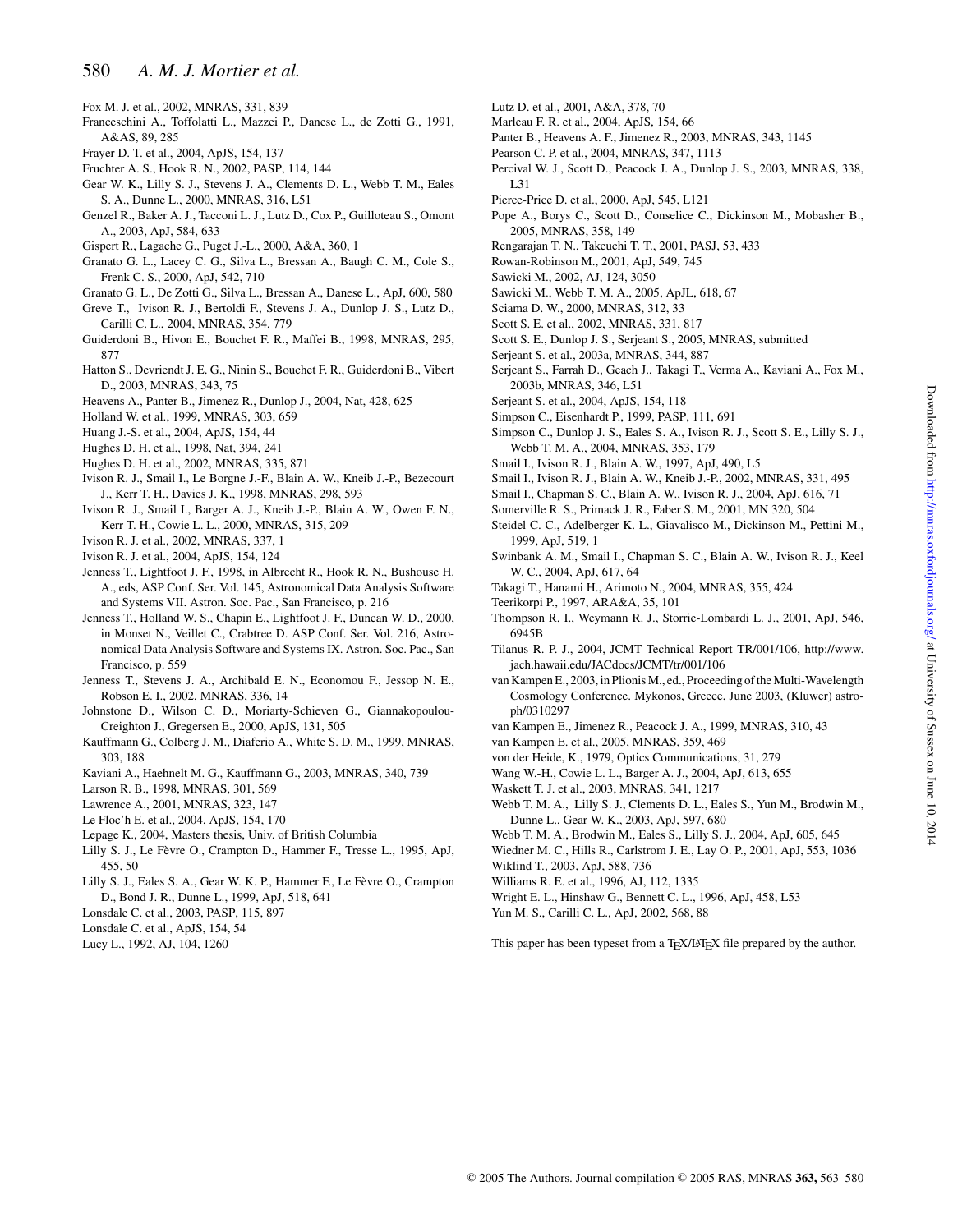Fox M. J. et al., 2002, MNRAS, 331, 839

Franceschini A., Toffolatti L., Mazzei P., Danese L., de Zotti G., 1991, A&AS, 89, 285

Frayer D. T. et al., 2004, ApJS, 154, 137

Fruchter A. S., Hook R. N., 2002, PASP, 114, 144

Gear W. K., Lilly S. J., Stevens J. A., Clements D. L., Webb T. M., Eales S. A., Dunne L., 2000, MNRAS, 316, L51

Genzel R., Baker A. J., Tacconi L. J., Lutz D., Cox P., Guilloteau S., Omont A., 2003, ApJ, 584, 633

Gispert R., Lagache G., Puget J.-L., 2000, A&A, 360, 1

Granato G. L., Lacey C. G., Silva L., Bressan A., Baugh C. M., Cole S., Frenk C. S., 2000, ApJ, 542, 710

Granato G. L., De Zotti G., Silva L., Bressan A., Danese L., ApJ, 600, 580

Greve T., Ivison R. J., Bertoldi F., Stevens J. A., Dunlop J. S., Lutz D., Carilli C. L., 2004, MNRAS, 354, 779

Guiderdoni B., Hivon E., Bouchet F. R., Maffei B., 1998, MNRAS, 295, 877

Hatton S., Devriendt J. E. G., Ninin S., Bouchet F. R., Guiderdoni B., Vibert D., 2003, MNRAS, 343, 75

Heavens A., Panter B., Jimenez R., Dunlop J., 2004, Nat, 428, 625

Holland W. et al., 1999, MNRAS, 303, 659

Huang J.-S. et al., 2004, ApJS, 154, 44

Hughes D. H. et al., 1998, Nat, 394, 241

Hughes D. H. et al., 2002, MNRAS, 335, 871

Ivison R. J., Smail I., Le Borgne J.-F., Blain A. W., Kneib J.-P., Bezecourt J., Kerr T. H., Davies J. K., 1998, MNRAS, 298, 593

Ivison R. J., Smail I., Barger A. J., Kneib J.-P., Blain A. W., Owen F. N., Kerr T. H., Cowie L. L., 2000, MNRAS, 315, 209

Ivison R. J. et al., 2002, MNRAS, 337, 1

Ivison R. J. et al., 2004, ApJS, 154, 124

Jenness T., Lightfoot J. F., 1998, in Albrecht R., Hook R. N., Bushouse H. A., eds, ASP Conf. Ser. Vol. 145, Astronomical Data Analysis Software and Systems VII. Astron. Soc. Pac., San Francisco, p. 216

Jenness T., Holland W. S., Chapin E., Lightfoot J. F., Duncan W. D., 2000, in Monset N., Veillet C., Crabtree D. ASP Conf. Ser. Vol. 216, Astronomical Data Analysis Software and Systems IX. Astron. Soc. Pac., San Francisco, p. 559

Jenness T., Stevens J. A., Archibald E. N., Economou F., Jessop N. E., Robson E. I., 2002, MNRAS, 336, 14

Johnstone D., Wilson C. D., Moriarty-Schieven G., Giannakopoulou-Creighton J., Gregersen E., 2000, ApJS, 131, 505

Kauffmann G., Colberg J. M., Diaferio A., White S. D. M., 1999, MNRAS, 303, 188

Kaviani A., Haehnelt M. G., Kauffmann G., 2003, MNRAS, 340, 739

Larson R. B., 1998, MNRAS, 301, 569

Lawrence A., 2001, MNRAS, 323, 147

Le Floc'h E. et al., 2004, ApJS, 154, 170

Lepage K., 2004, Masters thesis, Univ. of British Columbia

Lilly S. J., Le Fèvre O., Crampton D., Hammer F., Tresse L., 1995, ApJ, 455, 50

Lilly S. J., Eales S. A., Gear W. K. P., Hammer F., Le Fèvre O., Crampton D., Bond J. R., Dunne L., 1999, ApJ, 518, 641

Lonsdale C. et al., 2003, PASP, 115, 897

Lonsdale C. et al., ApJS, 154, 54

Lucy L., 1992, AJ, 104, 1260

Lutz D. et al., 2001, A&A, 378, 70

Marleau F. R. et al., 2004, ApJS, 154, 66

Panter B., Heavens A. F., Jimenez R., 2003, MNRAS, 343, 1145

Pearson C. P. et al., 2004, MNRAS, 347, 1113

Percival W. J., Scott D., Peacock J. A., Dunlop J. S., 2003, MNRAS, 338, L31

Pierce-Price D. et al., 2000, ApJ, 545, L121

Pope A., Borys C., Scott D., Conselice C., Dickinson M., Mobasher B., 2005, MNRAS, 358, 149

Rengarajan T. N., Takeuchi T. T., 2001, PASJ, 53, 433

Rowan-Robinson M., 2001, ApJ, 549, 745

Sawicki M., 2002, AJ, 124, 3050

Sawicki M., Webb T. M. A., 2005, ApJL, 618, 67

Sciama D. W., 2000, MNRAS, 312, 33

Scott S. E. et al., 2002, MNRAS, 331, 817

Scott S. E., Dunlop J. S., Serjeant S., 2005, MNRAS, submitted

Serjeant S. et al., 2003a, MNRAS, 344, 887

Serjeant S., Farrah D., Geach J., Takagi T., Verma A., Kaviani A., Fox M., 2003b, MNRAS, 346, L51

Serjeant S. et al., 2004, ApJS, 154, 118

Simpson C., Eisenhardt P., 1999, PASP, 111, 691

Simpson C., Dunlop J. S., Eales S. A., Ivison R. J., Scott S. E., Lilly S. J., Webb T. M. A., 2004, MNRAS, 353, 179

Smail I., Ivison R. J., Blain A. W., 1997, ApJ, 490, L5

Smail I., Ivison R. J., Blain A. W., Kneib J.-P., 2002, MNRAS, 331, 495

Smail I., Chapman S. C., Blain A. W., Ivison R. J., 2004, ApJ, 616, 71

Somerville R. S., Primack J. R., Faber S. M., 2001, MN 320, 504

Steidel C. C., Adelberger K. L., Giavalisco M., Dickinson M., Pettini M., 1999, ApJ, 519, 1

Swinbank A. M., Smail I., Chapman S. C., Blain A. W., Ivison R. J., Keel W. C., 2004, ApJ, 617, 64

Takagi T., Hanami H., Arimoto N., 2004, MNRAS, 355, 424

Teerikorpi P., 1997, ARA&A, 35, 101

Thompson R. I., Weymann R. J., Storrie-Lombardi L. J., 2001, ApJ, 546, 6945B

Tilanus R. P. J., 2004, JCMT Technical Report TR/001/106, http://www.jach.hawaii.edu/JACdocs/JCMT/tr/001/106

van Kampen E., 2003, in Plionis M., ed., Proceeding of the Multi-Wavelength Cosmology Conference. Mykonos, Greece, June 2003, (Kluwer) astro-ph/0310297

van Kampen E., Jimenez R., Peacock J. A., 1999, MNRAS, 310, 43

van Kampen E. et al., 2005, MNRAS, 359, 469

von der Heide, K., 1979, Optics Communications, 31, 279

Wang W.-H., Cowie L. L., Barger A. J., 2004, ApJ, 613, 655

Waskett T. J. et al., 2003, MNRAS, 341, 1217

Webb T. M. A., Lilly S. J., Clements D. L., Eales S., Yun M., Brodwin M., Dunne L., Gear W. K., 2003, ApJ, 597, 680

Webb T. M. A., Brodwin M., Eales S., Lilly S. J., 2004, ApJ, 605, 645

Wiedner M. C., Hills R., Carlstrom J. E., Lay O. P., 2001, ApJ, 553, 1036

Wiklind T., 2003, ApJ, 588, 736

Williams R. E. et al., 1996, AJ, 112, 1335

Wright E. L., Hinshaw G., Bennett C. L., 1996, ApJ, 458, L53

Yun M. S., Carilli C. L., ApJ, 2002, 568, 88

This paper has been typeset from a TEX/LATEX file prepared by the author.